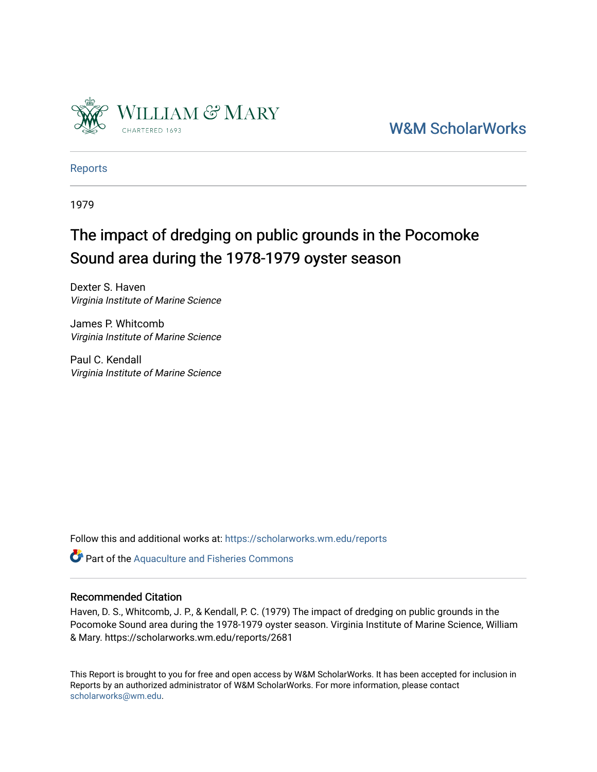William & Mary
CHARTERED 1693

W&M ScholarWorks

Reports

1979

# The impact of dredging on public grounds in the Pocomoke Sound area during the 1978-1979 oyster season

Dexter S. Haven
*Virginia Institute of Marine Science*

James P. Whitcomb
*Virginia Institute of Marine Science*

Paul C. Kendall
*Virginia Institute of Marine Science*

Follow this and additional works at: https://scholarworks.wm.edu/reports

Part of the Aquaculture and Fisheries Commons

### Recommended Citation

Haven, D. S., Whitcomb, J. P., & Kendall, P. C. (1979) The impact of dredging on public grounds in the Pocomoke Sound area during the 1978-1979 oyster season. Virginia Institute of Marine Science, William & Mary. https://scholarworks.wm.edu/reports/2681

This Report is brought to you for free and open access by W&M ScholarWorks. It has been accepted for inclusion in Reports by an authorized administrator of W&M ScholarWorks. For more information, please contact scholarworks@wm.edu.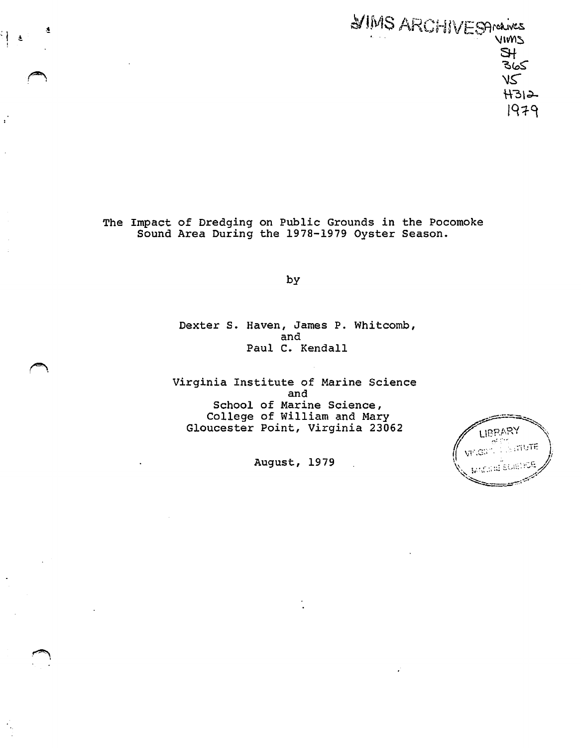VIMS ARCHIVES Archives VIMS SH 365 V5 H312 1979

# The Impact of Dredging on Public Grounds in the Pocomoke Sound Area During the 1978-1979 Oyster Season.

by

Dexter S. Haven, James P. Whitcomb, and Paul C. Kendall

Virginia Institute of Marine Science and School of Marine Science, College of William and Mary Gloucester Point, Virginia 23062

August, 1979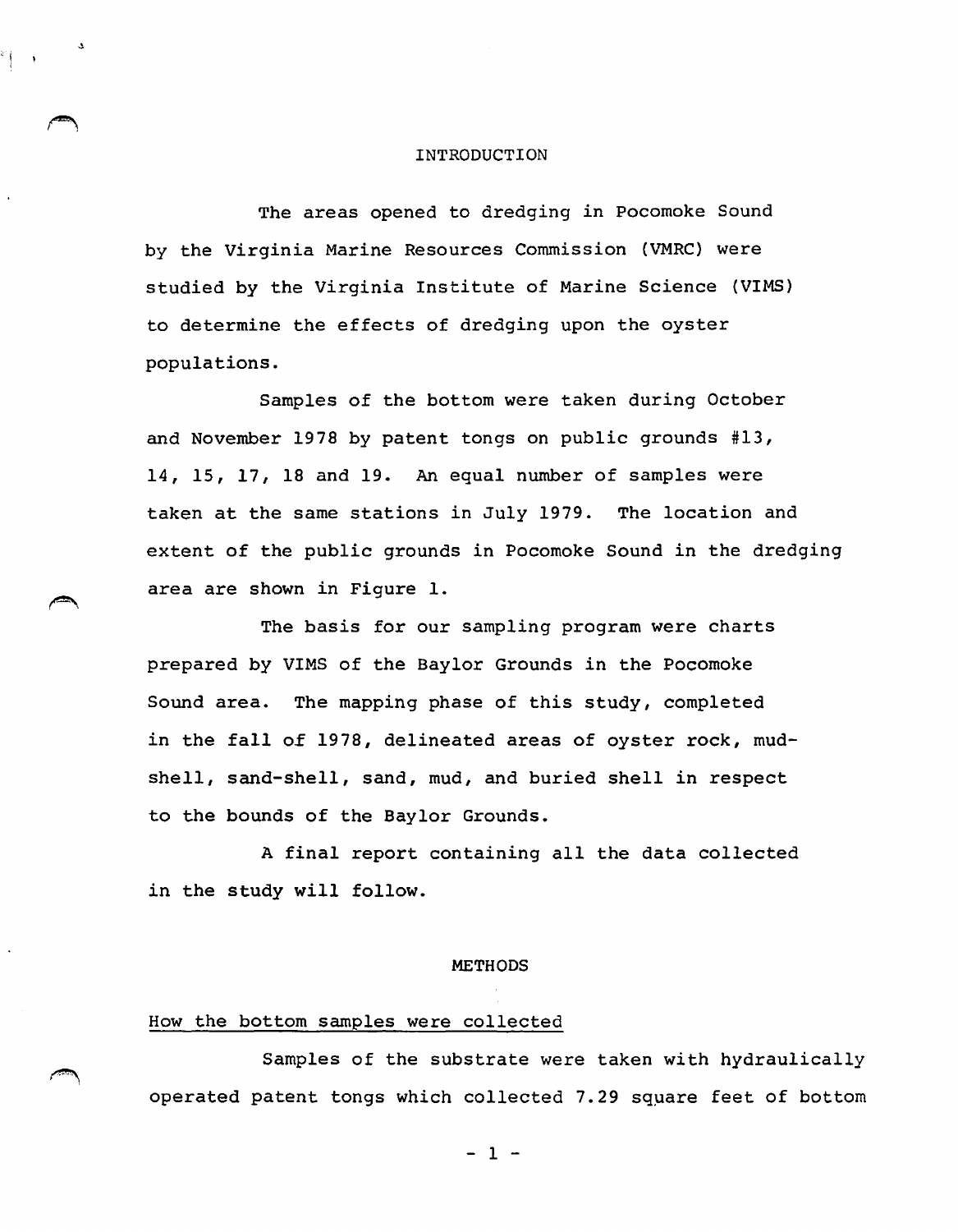# INTRODUCTION

The areas opened to dredging in Pocomoke Sound by the Virginia Marine Resources Commission (VMRC) were studied by the Virginia Institute of Marine Science (VIMS) to determine the effects of dredging upon the oyster populations.

Samples of the bottom were taken during October and November 1978 by patent tongs on public grounds #13, 14, 15, 17, 18 and 19. An equal number of samples were taken at the same stations in July 1979. The location and extent of the public grounds in Pocomoke Sound in the dredging area are shown in Figure 1.

The basis for our sampling program were charts prepared by VIMS of the Baylor Grounds in the Pocomoke Sound area. The mapping phase of this study, completed in the fall of 1978, delineated areas of oyster rock, mud-shell, sand-shell, sand, mud, and buried shell in respect to the bounds of the Baylor Grounds.

A final report containing all the data collected in the study will follow.

# METHODS

## How the bottom samples were collected

Samples of the substrate were taken with hydraulically operated patent tongs which collected 7.29 square feet of bottom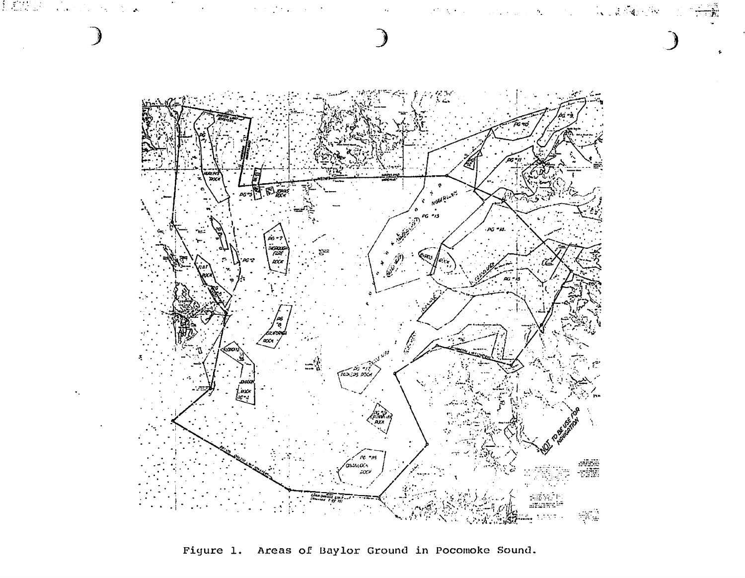Figure 1. Areas of Baylor Ground in Pocomoke Sound.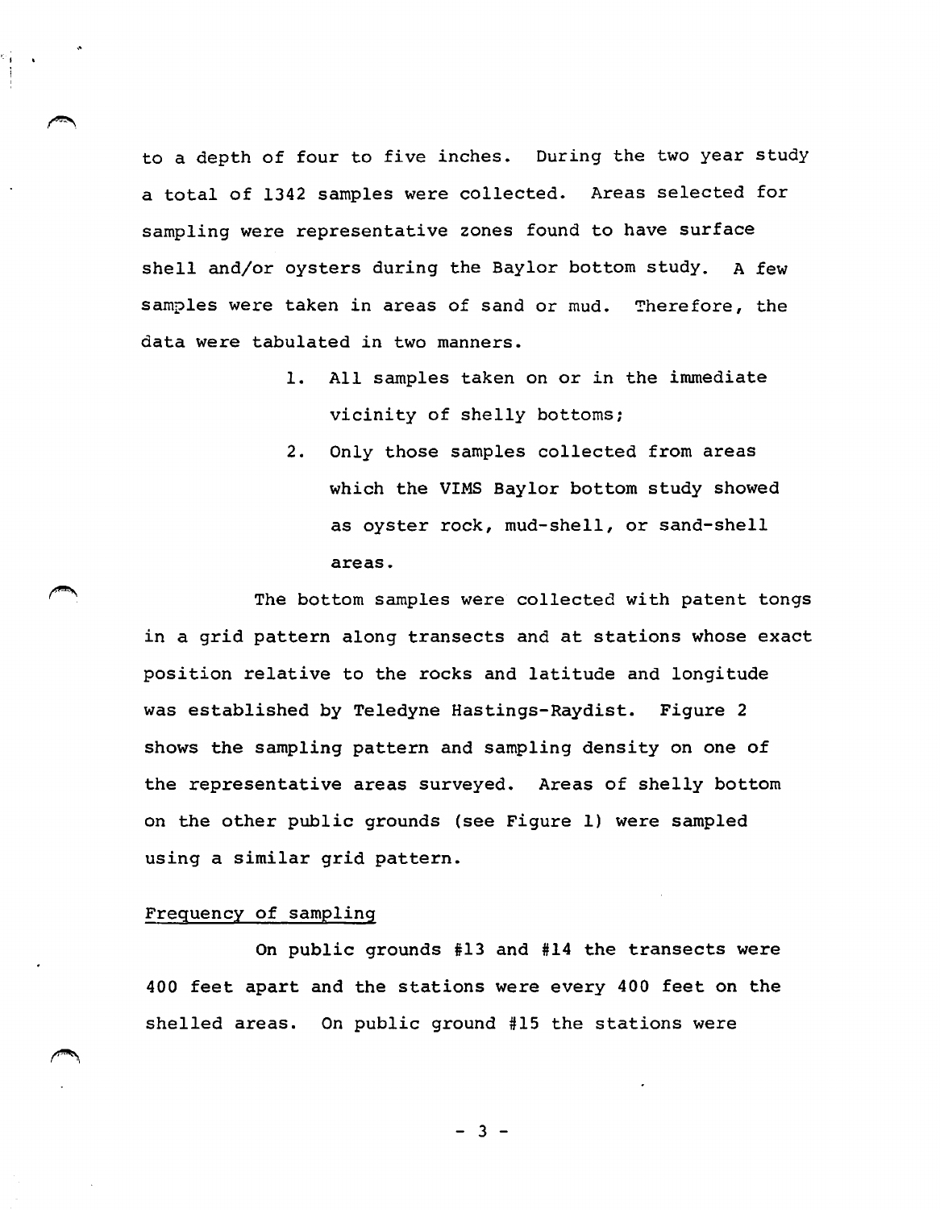to a depth of four to five inches. During the two year study a total of 1342 samples were collected. Areas selected for sampling were representative zones found to have surface shell and/or oysters during the Baylor bottom study. A few samples were taken in areas of sand or mud. Therefore, the data were tabulated in two manners.

1. All samples taken on or in the immediate vicinity of shelly bottoms;
2. Only those samples collected from areas which the VIMS Baylor bottom study showed as oyster rock, mud-shell, or sand-shell areas.

The bottom samples were collected with patent tongs in a grid pattern along transects and at stations whose exact position relative to the rocks and latitude and longitude was established by Teledyne Hastings-Raydist. Figure 2 shows the sampling pattern and sampling density on one of the representative areas surveyed. Areas of shelly bottom on the other public grounds (see Figure 1) were sampled using a similar grid pattern.

### Frequency of sampling

On public grounds #13 and #14 the transects were 400 feet apart and the stations were every 400 feet on the shelled areas. On public ground #15 the stations were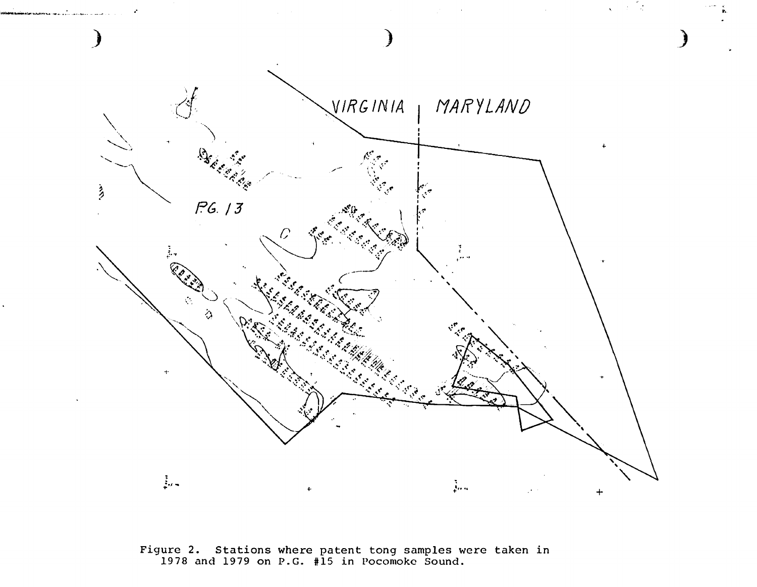VIRGINIA | MARYLAND

P.G. 13

Figure 2. Stations where patent tong samples were taken in 1978 and 1979 on P.G. #15 in Pocomoke Sound.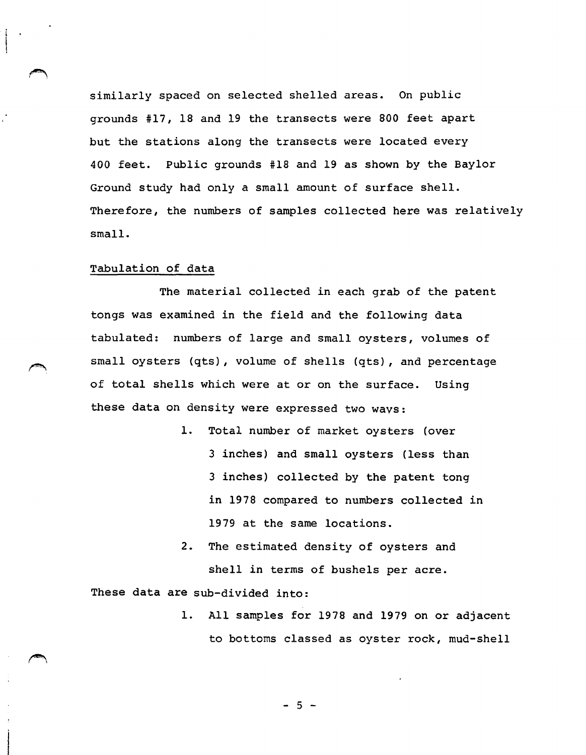similarly spaced on selected shelled areas. On public grounds #17, 18 and 19 the transects were 800 feet apart but the stations along the transects were located every 400 feet. Public grounds #18 and 19 as shown by the Baylor Ground study had only a small amount of surface shell. Therefore, the numbers of samples collected here was relatively small.

## Tabulation of data

The material collected in each grab of the patent tongs was examined in the field and the following data tabulated: numbers of large and small oysters, volumes of small oysters (qts), volume of shells (qts), and percentage of total shells which were at or on the surface. Using these data on density were expressed two ways:

1. Total number of market oysters (over 3 inches) and small oysters (less than 3 inches) collected by the patent tong in 1978 compared to numbers collected in 1979 at the same locations.
2. The estimated density of oysters and shell in terms of bushels per acre.

These data are sub-divided into:

1. All samples for 1978 and 1979 on or adjacent to bottoms classed as oyster rock, mud-shell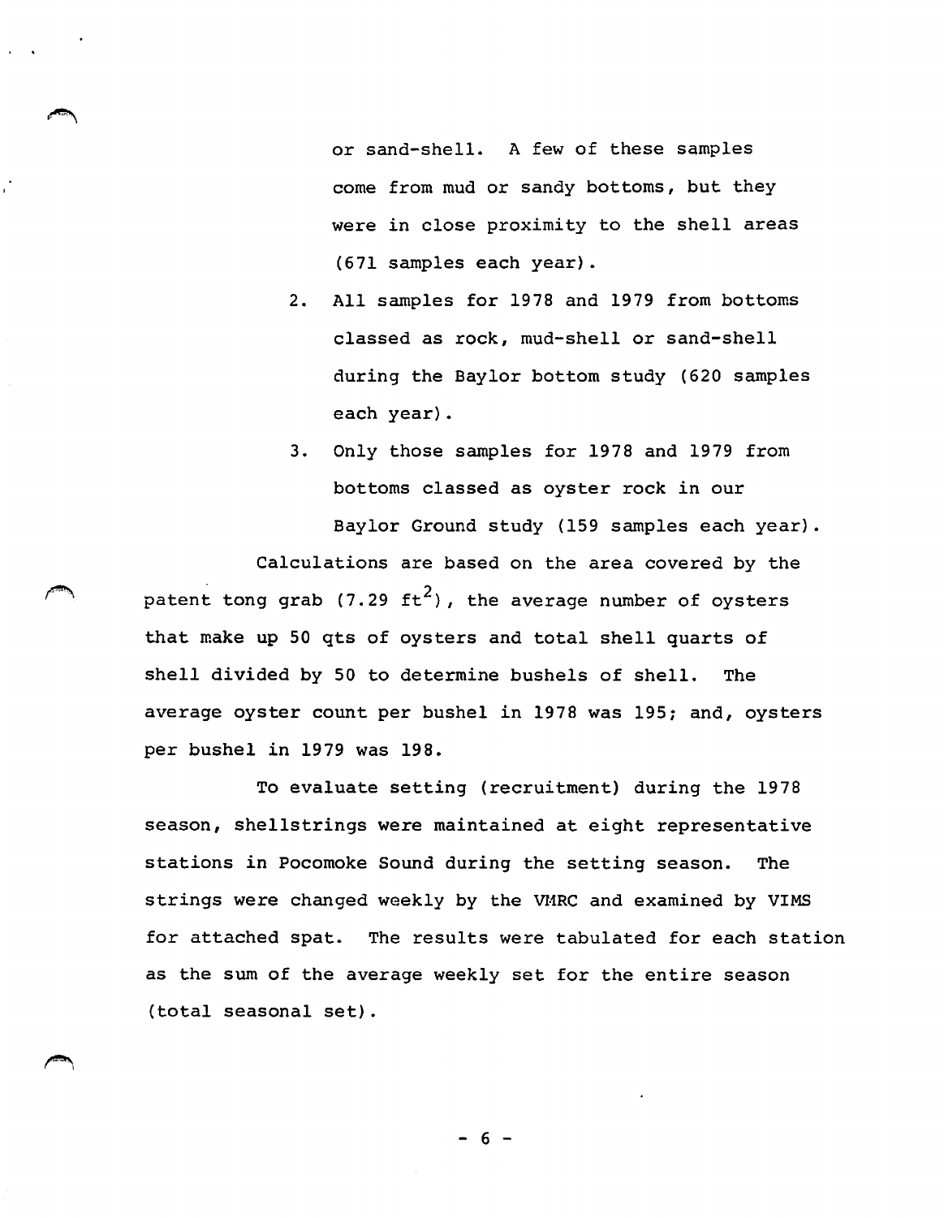or sand-shell. A few of these samples come from mud or sandy bottoms, but they were in close proximity to the shell areas (671 samples each year).

2. All samples for 1978 and 1979 from bottoms classed as rock, mud-shell or sand-shell during the Baylor bottom study (620 samples each year).

3. Only those samples for 1978 and 1979 from bottoms classed as oyster rock in our Baylor Ground study (159 samples each year).

Calculations are based on the area covered by the patent tong grab (7.29 $ft^2$), the average number of oysters that make up 50 qts of oysters and total shell quarts of shell divided by 50 to determine bushels of shell. The average oyster count per bushel in 1978 was 195; and, oysters per bushel in 1979 was 198.

To evaluate setting (recruitment) during the 1978 season, shellstrings were maintained at eight representative stations in Pocomoke Sound during the setting season. The strings were changed weekly by the VMRC and examined by VIMS for attached spat. The results were tabulated for each station as the sum of the average weekly set for the entire season (total seasonal set).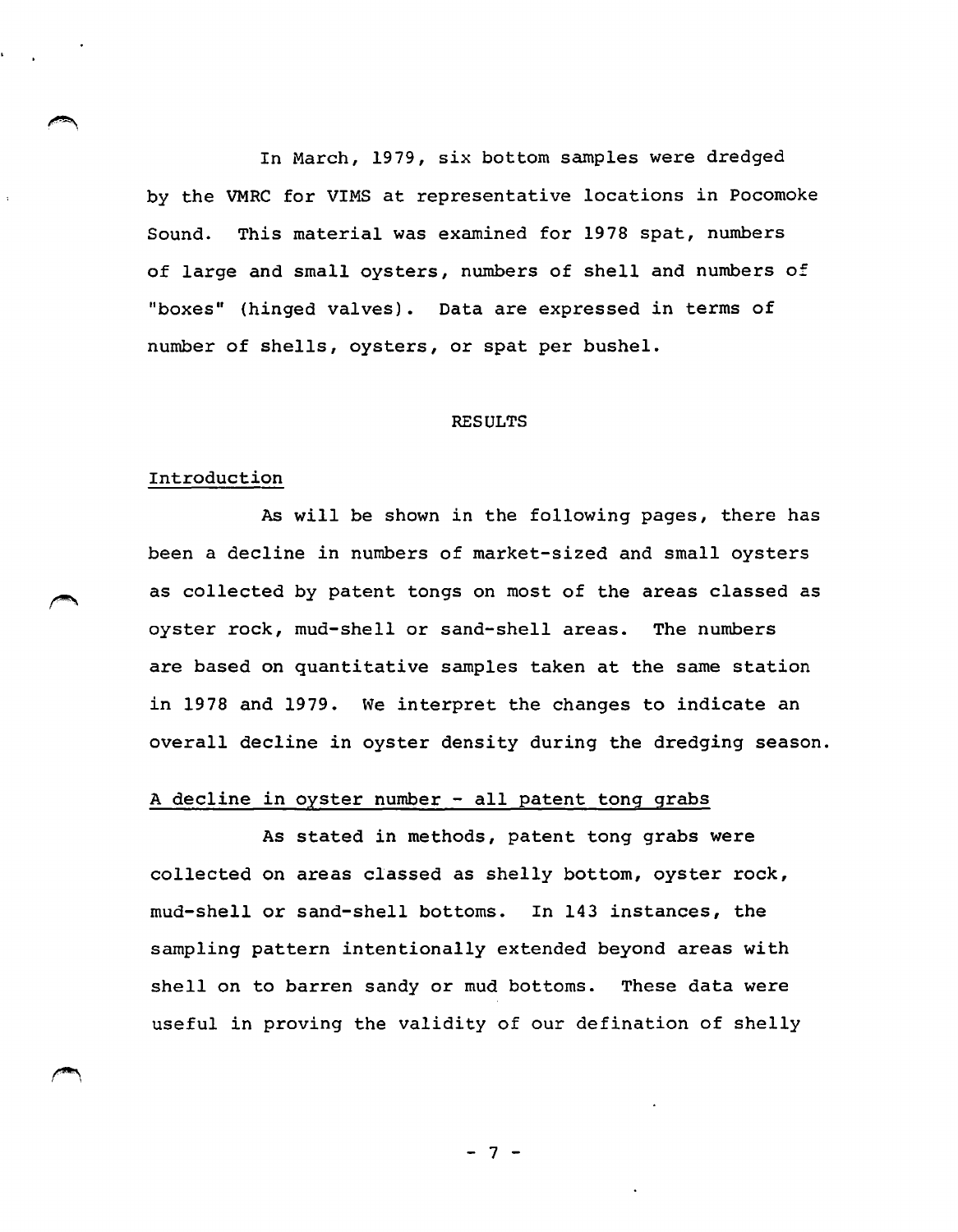In March, 1979, six bottom samples were dredged by the VMRC for VIMS at representative locations in Pocomoke Sound. This material was examined for 1978 spat, numbers of large and small oysters, numbers of shell and numbers of "boxes" (hinged valves). Data are expressed in terms of number of shells, oysters, or spat per bushel.

## RESULTS

### Introduction

As will be shown in the following pages, there has been a decline in numbers of market-sized and small oysters as collected by patent tongs on most of the areas classed as oyster rock, mud-shell or sand-shell areas. The numbers are based on quantitative samples taken at the same station in 1978 and 1979. We interpret the changes to indicate an overall decline in oyster density during the dredging season.

### A decline in oyster number - all patent tong grabs

As stated in methods, patent tong grabs were collected on areas classed as shelly bottom, oyster rock, mud-shell or sand-shell bottoms. In 143 instances, the sampling pattern intentionally extended beyond areas with shell on to barren sandy or mud bottoms. These data were useful in proving the validity of our defination of shelly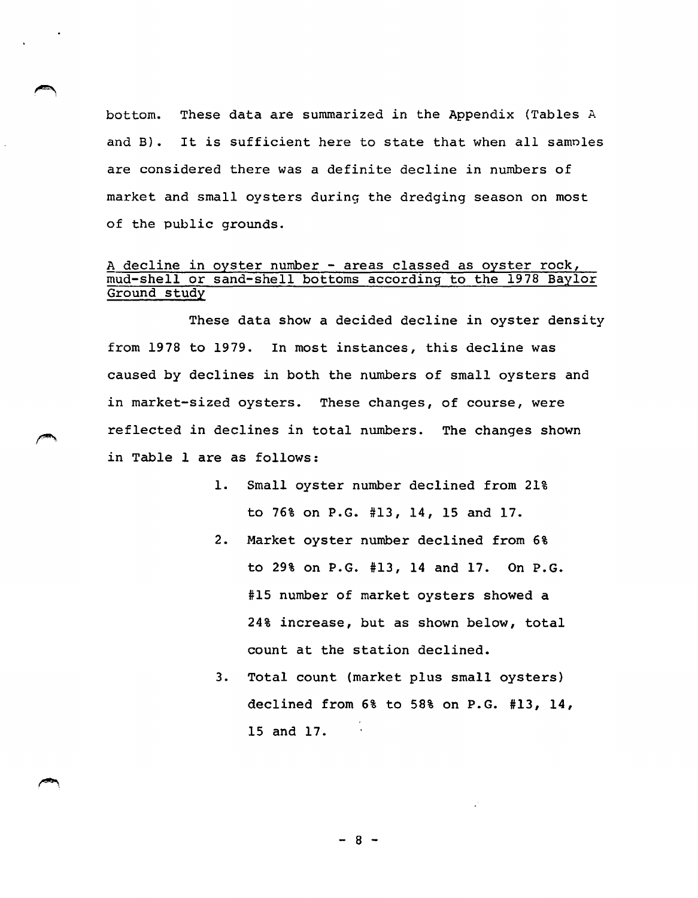bottom. These data are summarized in the Appendix (Tables A and B). It is sufficient here to state that when all samples are considered there was a definite decline in numbers of market and small oysters during the dredging season on most of the public grounds.

<u>A decline in oyster number - areas classed as oyster rock, mud-shell or sand-shell bottoms according to the 1978 Baylor Ground study</u>

These data show a decided decline in oyster density from 1978 to 1979. In most instances, this decline was caused by declines in both the numbers of small oysters and in market-sized oysters. These changes, of course, were reflected in declines in total numbers. The changes shown in Table 1 are as follows:

1. Small oyster number declined from 21% to 76% on P.G. #13, 14, 15 and 17.
2. Market oyster number declined from 6% to 29% on P.G. #13, 14 and 17. On P.G. #15 number of market oysters showed a 24% increase, but as shown below, total count at the station declined.
3. Total count (market plus small oysters) declined from 6% to 58% on P.G. #13, 14, 15 and 17.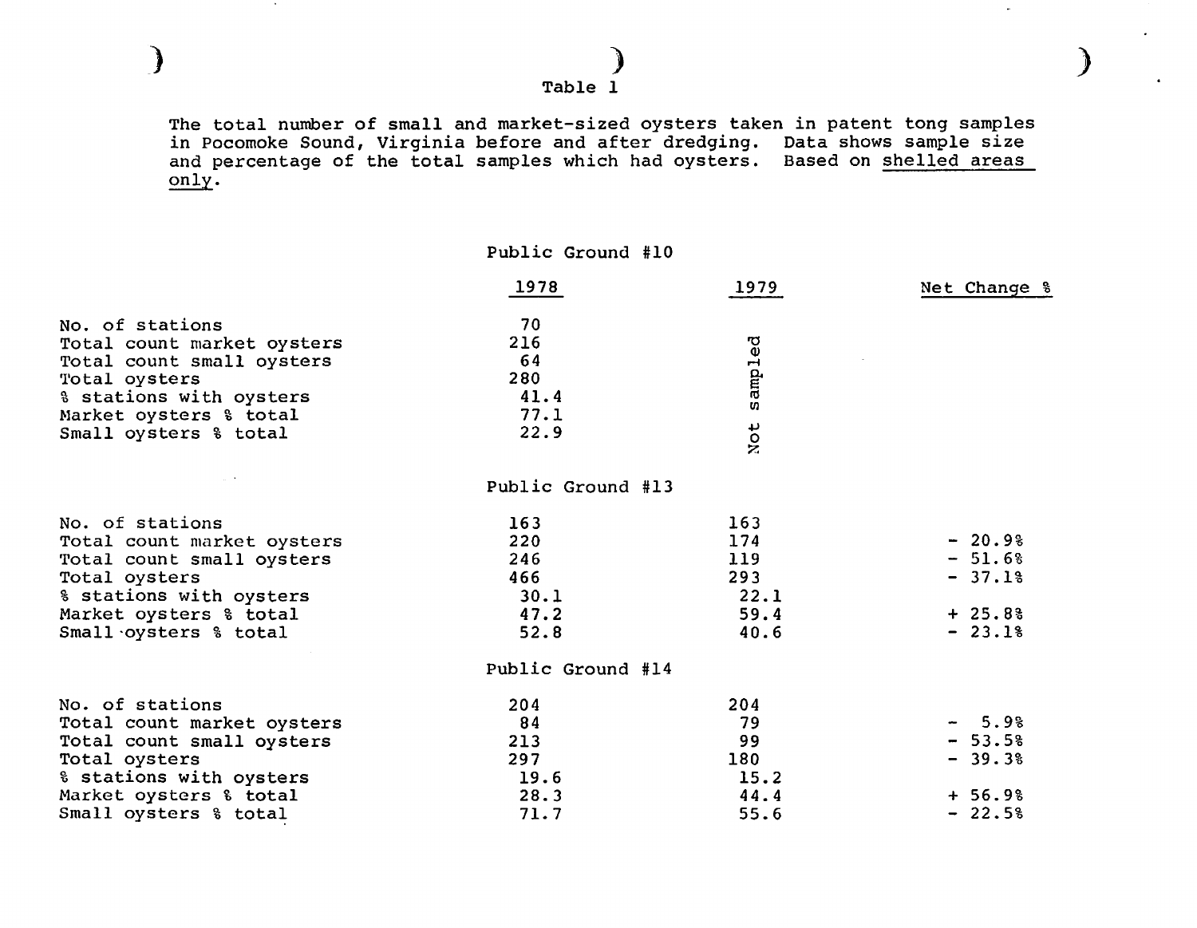Table 1

The total number of small and market-sized oysters taken in patent tong samples in Pocomoke Sound, Virginia before and after dredging. Data shows sample size and percentage of the total samples which had oysters. Based on <u>shelled areas only</u>.

| | 1978 | 1979 | Net Change % |
|---|---|---|---|
| **Public Ground #10** | | | |
| No. of stations | 70 | Not sampled | |
| Total count market oysters | 216 | | |
| Total count small oysters | 64 | | |
| Total oysters | 280 | | |
| % stations with oysters | 41.4 | | |
| Market oysters % total | 77.1 | | |
| Small oysters % total | 22.9 | | |
| **Public Ground #13** | | | |
| No. of stations | 163 | 163 | |
| Total count market oysters | 220 | 174 | - 20.9% |
| Total count small oysters | 246 | 119 | - 51.6% |
| Total oysters | 466 | 293 | - 37.1% |
| % stations with oysters | 30.1 | 22.1 | |
| Market oysters % total | 47.2 | 59.4 | + 25.8% |
| Small oysters % total | 52.8 | 40.6 | - 23.1% |
| **Public Ground #14** | | | |
| No. of stations | 204 | 204 | |
| Total count market oysters | 84 | 79 | - 5.9% |
| Total count small oysters | 213 | 99 | - 53.5% |
| Total oysters | 297 | 180 | - 39.3% |
| % stations with oysters | 19.6 | 15.2 | |
| Market oysters % total | 28.3 | 44.4 | + 56.9% |
| Small oysters % total | 71.7 | 55.6 | - 22.5% |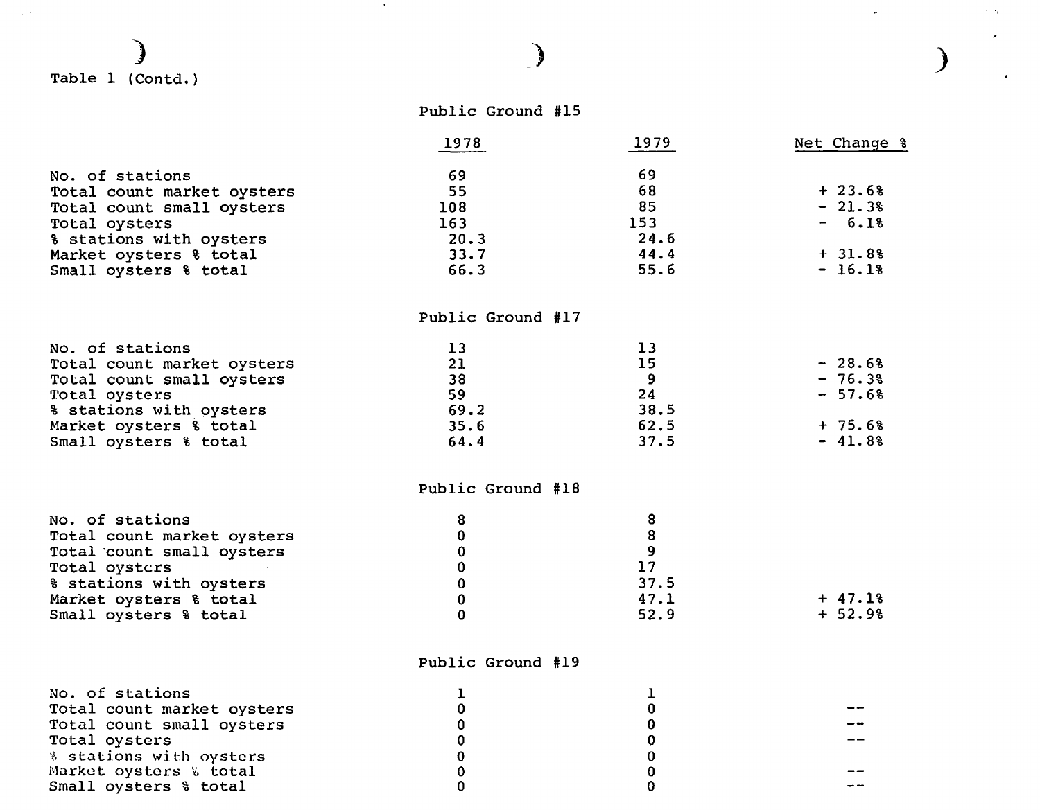Table 1 (Contd.)

### Public Ground #15

| | 1978 | 1979 | Net Change % |
|---|---|---|---|
| No. of stations | 69 | 69 | |
| Total count market oysters | 55 | 68 | + 23.6% |
| Total count small oysters | 108 | 85 | - 21.3% |
| Total oysters | 163 | 153 | - 6.1% |
| % stations with oysters | 20.3 | 24.6 | |
| Market oysters % total | 33.7 | 44.4 | + 31.8% |
| Small oysters % total | 66.3 | 55.6 | - 16.1% |

### Public Ground #17

| | 1978 | 1979 | Net Change % |
|---|---|---|---|
| No. of stations | 13 | 13 | |
| Total count market oysters | 21 | 15 | - 28.6% |
| Total count small oysters | 38 | 9 | - 76.3% |
| Total oysters | 59 | 24 | - 57.6% |
| % stations with oysters | 69.2 | 38.5 | |
| Market oysters % total | 35.6 | 62.5 | + 75.6% |
| Small oysters % total | 64.4 | 37.5 | - 41.8% |

### Public Ground #18

| | 1978 | 1979 | Net Change % |
|---|---|---|---|
| No. of stations | 8 | 8 | |
| Total count market oysters | 0 | 8 | |
| Total count small oysters | 0 | 9 | |
| Total oysters | 0 | 17 | |
| % stations with oysters | 0 | 37.5 | |
| Market oysters % total | 0 | 47.1 | + 47.1% |
| Small oysters % total | 0 | 52.9 | + 52.9% |

### Public Ground #19

| | 1978 | 1979 | Net Change % |
|---|---|---|---|
| No. of stations | 1 | 1 | |
| Total count market oysters | 0 | 0 | -- |
| Total count small oysters | 0 | 0 | -- |
| Total oysters | 0 | 0 | -- |
| % stations with oysters | 0 | 0 | |
| Market oysters % total | 0 | 0 | -- |
| Small oysters % total | 0 | 0 | -- |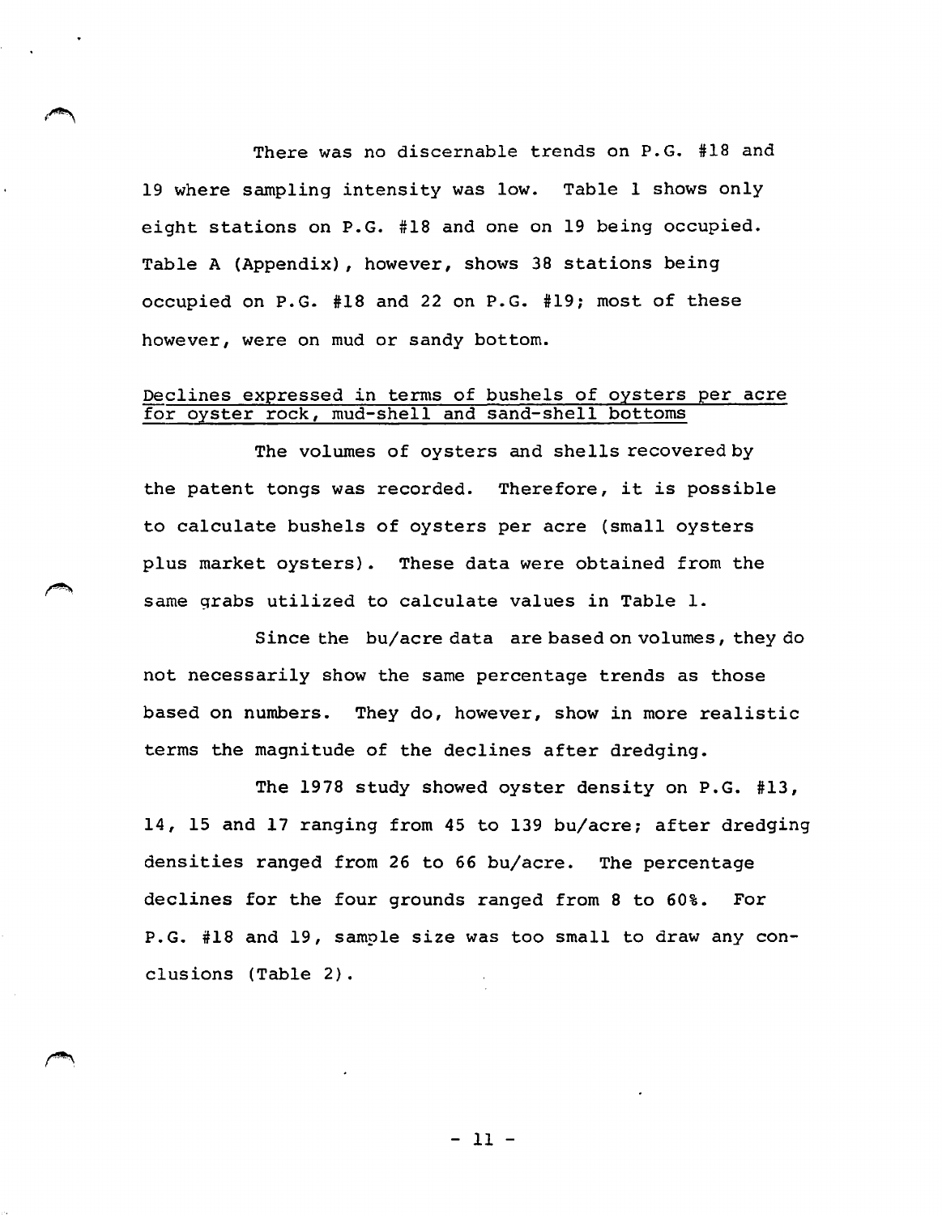There was no discernable trends on P.G. #18 and 19 where sampling intensity was low. Table 1 shows only eight stations on P.G. #18 and one on 19 being occupied. Table A (Appendix), however, shows 38 stations being occupied on P.G. #18 and 22 on P.G. #19; most of these however, were on mud or sandy bottom.

<u>Declines expressed in terms of bushels of oysters per acre for oyster rock, mud-shell and sand-shell bottoms</u>

The volumes of oysters and shells recovered by the patent tongs was recorded. Therefore, it is possible to calculate bushels of oysters per acre (small oysters plus market oysters). These data were obtained from the same grabs utilized to calculate values in Table 1.

Since the bu/acre data are based on volumes, they do not necessarily show the same percentage trends as those based on numbers. They do, however, show in more realistic terms the magnitude of the declines after dredging.

The 1978 study showed oyster density on P.G. #13, 14, 15 and 17 ranging from 45 to 139 bu/acre; after dredging densities ranged from 26 to 66 bu/acre. The percentage declines for the four grounds ranged from 8 to 60%. For P.G. #18 and 19, sample size was too small to draw any conclusions (Table 2).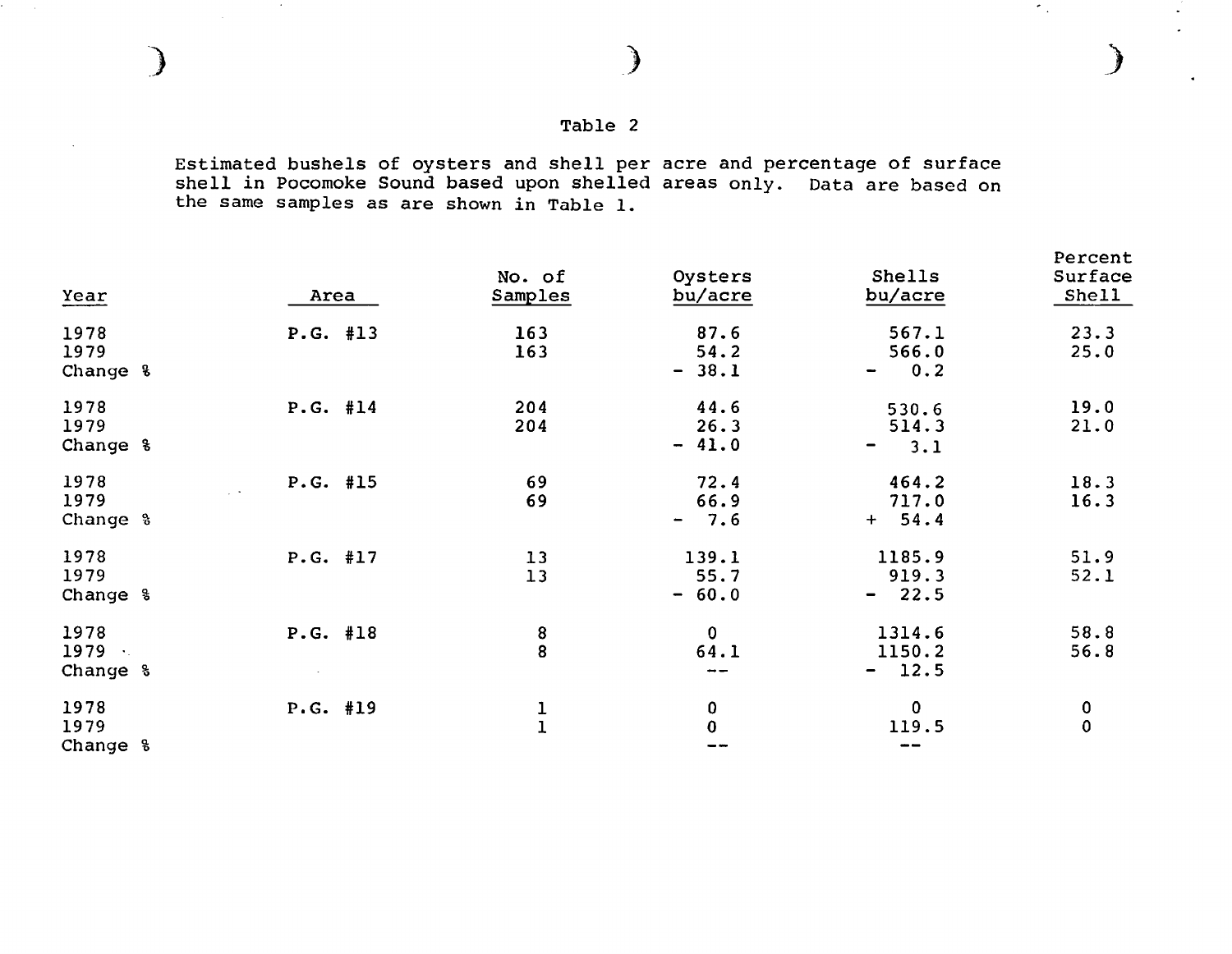Table 2

Estimated bushels of oysters and shell per acre and percentage of surface shell in Pocomoke Sound based upon shelled areas only. Data are based on the same samples as are shown in Table 1.

| Year | Area | No. of Samples | Oysters bu/acre | Shells bu/acre | Percent Surface Shell |
|---|---|---|---|---|---|
| 1978 | P.G. #13 | 163 | 87.6 | 567.1 | 23.3 |
| 1979 | | 163 | 54.2 | 566.0 | 25.0 |
| Change % | | | - 38.1 | - 0.2 | |
| 1978 | P.G. #14 | 204 | 44.6 | 530.6 | 19.0 |
| 1979 | | 204 | 26.3 | 514.3 | 21.0 |
| Change % | | | - 41.0 | - 3.1 | |
| 1978 | P.G. #15 | 69 | 72.4 | 464.2 | 18.3 |
| 1979 | | 69 | 66.9 | 717.0 | 16.3 |
| Change % | | | - 7.6 | + 54.4 | |
| 1978 | P.G. #17 | 13 | 139.1 | 1185.9 | 51.9 |
| 1979 | | 13 | 55.7 | 919.3 | 52.1 |
| Change % | | | - 60.0 | - 22.5 | |
| 1978 | P.G. #18 | 8 | 0 | 1314.6 | 58.8 |
| 1979 | | 8 | 64.1 | 1150.2 | 56.8 |
| Change % | | | -- | - 12.5 | |
| 1978 | P.G. #19 | 1 | 0 | 0 | 0 |
| 1979 | | 1 | 0 | 119.5 | 0 |
| Change % | | | -- | -- | |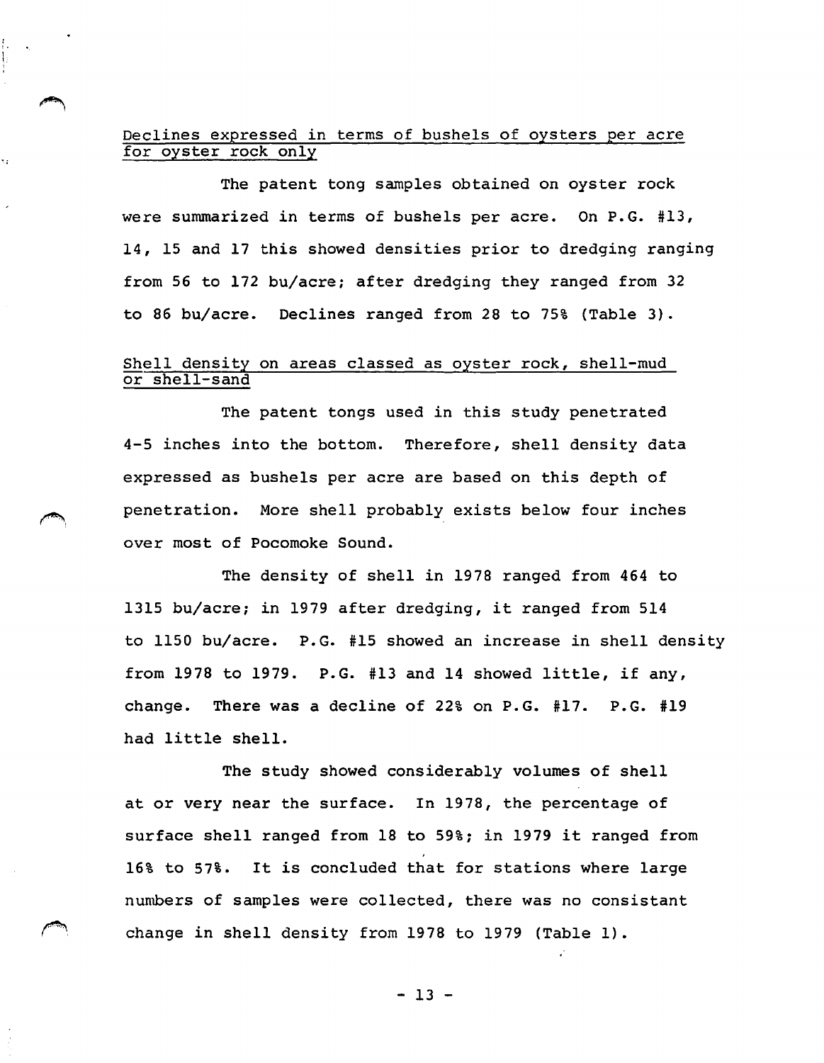## Declines expressed in terms of bushels of oysters per acre for oyster rock only

The patent tong samples obtained on oyster rock were summarized in terms of bushels per acre. On P.G. #13, 14, 15 and 17 this showed densities prior to dredging ranging from 56 to 172 bu/acre; after dredging they ranged from 32 to 86 bu/acre. Declines ranged from 28 to 75% (Table 3).

## Shell density on areas classed as oyster rock, shell-mud or shell-sand

The patent tongs used in this study penetrated 4-5 inches into the bottom. Therefore, shell density data expressed as bushels per acre are based on this depth of penetration. More shell probably exists below four inches over most of Pocomoke Sound.

The density of shell in 1978 ranged from 464 to 1315 bu/acre; in 1979 after dredging, it ranged from 514 to 1150 bu/acre. P.G. #15 showed an increase in shell density from 1978 to 1979. P.G. #13 and 14 showed little, if any, change. There was a decline of 22% on P.G. #17. P.G. #19 had little shell.

The study showed considerably volumes of shell at or very near the surface. In 1978, the percentage of surface shell ranged from 18 to 59%; in 1979 it ranged from 16% to 57%. It is concluded that for stations where large numbers of samples were collected, there was no consistant change in shell density from 1978 to 1979 (Table 1).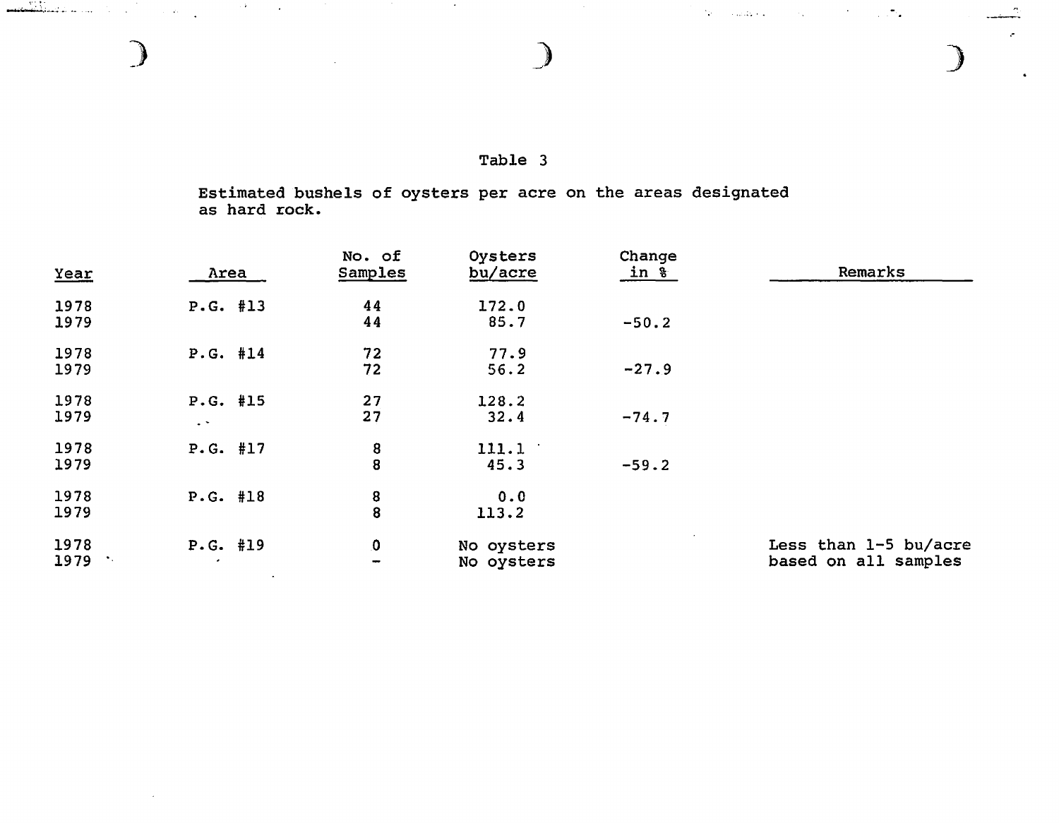Table 3

Estimated bushels of oysters per acre on the areas designated as hard rock.

| Year | Area | No. of Samples | Oysters bu/acre | Change in % | Remarks |
|---|---|---|---|---|---|
| 1978 | P.G. #13 | 44 | 172.0 | | |
| 1979 | | 44 | 85.7 | -50.2 | |
| 1978 | P.G. #14 | 72 | 77.9 | | |
| 1979 | | 72 | 56.2 | -27.9 | |
| 1978 | P.G. #15 | 27 | 128.2 | | |
| 1979 | | 27 | 32.4 | -74.7 | |
| 1978 | P.G. #17 | 8 | 111.1 | | |
| 1979 | | 8 | 45.3 | -59.2 | |
| 1978 | P.G. #18 | 8 | 0.0 | | |
| 1979 | | 8 | 113.2 | | |
| 1978 | P.G. #19 | 0 | No oysters | | Less than 1-5 bu/acre |
| 1979 | | - | No oysters | | based on all samples |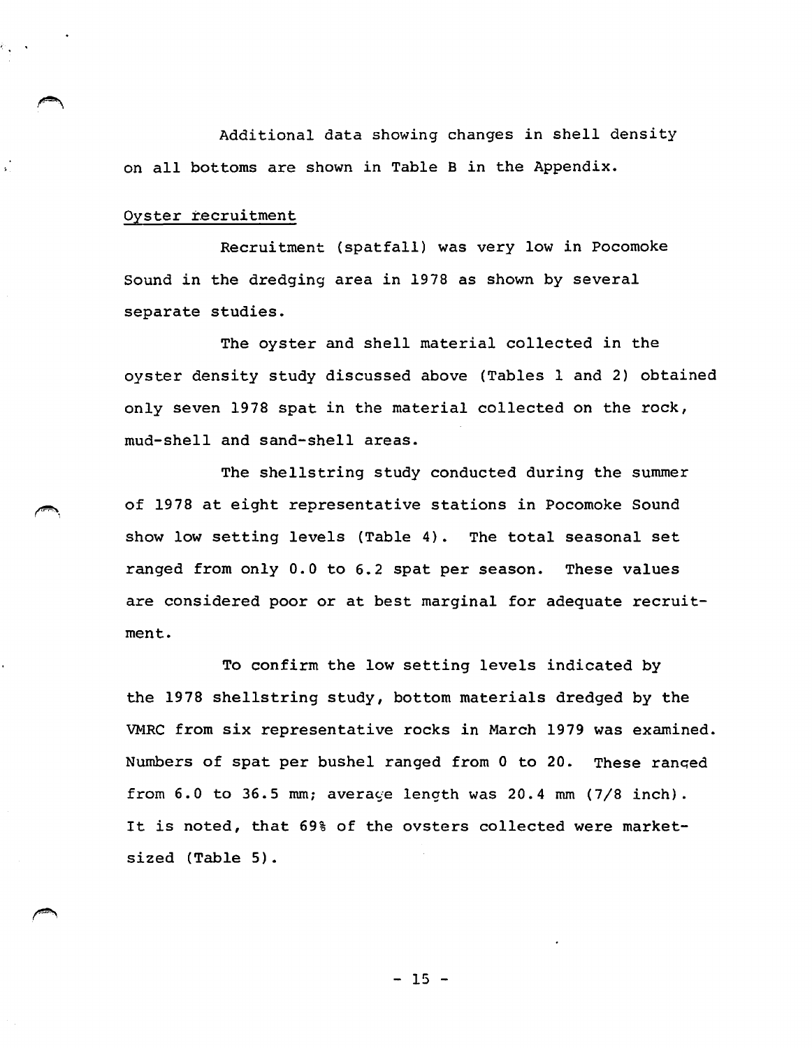Additional data showing changes in shell density on all bottoms are shown in Table B in the Appendix.

## Oyster recruitment

Recruitment (spatfall) was very low in Pocomoke Sound in the dredging area in 1978 as shown by several separate studies.

The oyster and shell material collected in the oyster density study discussed above (Tables 1 and 2) obtained only seven 1978 spat in the material collected on the rock, mud-shell and sand-shell areas.

The shellstring study conducted during the summer of 1978 at eight representative stations in Pocomoke Sound show low setting levels (Table 4). The total seasonal set ranged from only 0.0 to 6.2 spat per season. These values are considered poor or at best marginal for adequate recruitment.

To confirm the low setting levels indicated by the 1978 shellstring study, bottom materials dredged by the VMRC from six representative rocks in March 1979 was examined. Numbers of spat per bushel ranged from 0 to 20. These ranged from 6.0 to 36.5 mm; average length was 20.4 mm (7/8 inch). It is noted, that 69% of the oysters collected were market-sized (Table 5).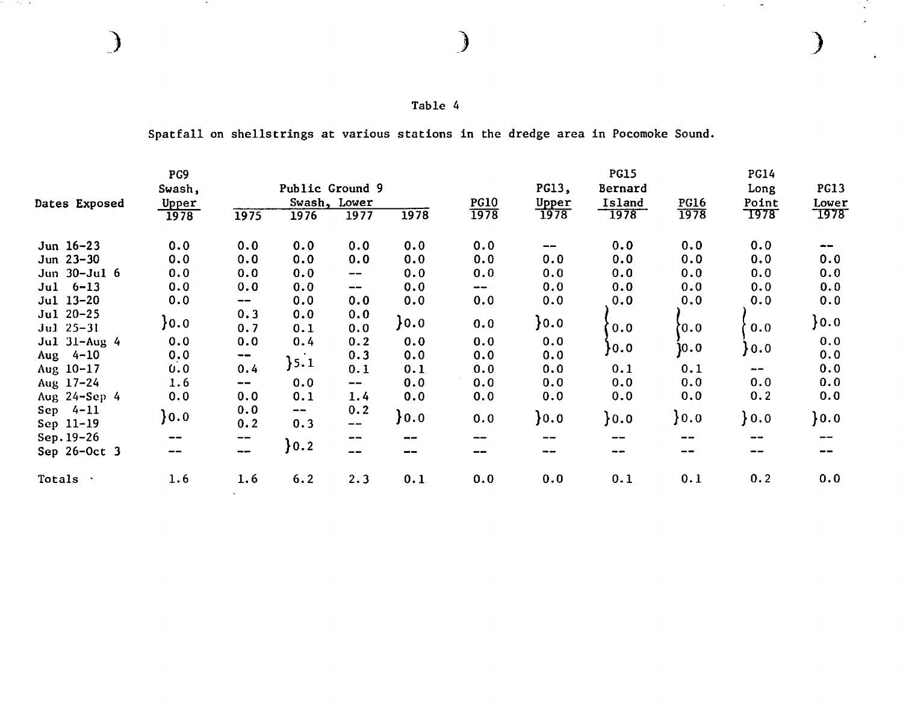Table 4

Spatfall on shellstrings at various stations in the dredge area in Pocomoke Sound.

| Dates Exposed | PG9 Swash, Upper 1978 | Public Ground 9 Swash, Lower 1975 | 1976 | 1977 | 1978 | PG10 1978 | PG13, Upper 1978 | PG15 Bernard Island 1978 | PG16 1978 | PG14 Long Point 1978 | PG13 Lower 1978 |
|---|---|---|---|---|---|---|---|---|---|---|---|
| Jun 16-23 | 0.0 | 0.0 | 0.0 | 0.0 | 0.0 | 0.0 | -- | 0.0 | 0.0 | 0.0 | -- |
| Jun 23-30 | 0.0 | 0.0 | 0.0 | 0.0 | 0.0 | 0.0 | 0.0 | 0.0 | 0.0 | 0.0 | 0.0 |
| Jun 30-Jul 6 | 0.0 | 0.0 | 0.0 | -- | 0.0 | 0.0 | 0.0 | 0.0 | 0.0 | 0.0 | 0.0 |
| Jul 6-13 | 0.0 | 0.0 | 0.0 | -- | 0.0 | -- | 0.0 | 0.0 | 0.0 | 0.0 | 0.0 |
| Jul 13-20 | 0.0 | -- | 0.0 | 0.0 | 0.0 | 0.0 | 0.0 | 0.0 | 0.0 | 0.0 | 0.0 |
| Jul 20-25 | }0.0 | 0.3 | 0.0 | 0.0 | }0.0 | 0.0 | }0.0 | }0.0 | }0.0 | }0.0 | }0.0 |
| Jul 25-31 | | 0.7 | 0.1 | 0.0 | | | | | | | |
| Jul 31-Aug 4 | 0.0 | 0.0 | 0.4 | 0.2 | 0.0 | 0.0 | 0.0 | }0.0 | }0.0 | }0.0 | 0.0 |
| Aug 4-10 | 0.0 | -- | }5.1 | 0.3 | 0.0 | 0.0 | 0.0 | | | | 0.0 |
| Aug 10-17 | 0.0 | 0.4 | | 0.1 | 0.1 | 0.0 | 0.0 | 0.1 | 0.1 | -- | 0.0 |
| Aug 17-24 | 1.6 | -- | 0.0 | -- | 0.0 | 0.0 | 0.0 | 0.0 | 0.0 | 0.0 | 0.0 |
| Aug 24-Sep 4 | 0.0 | 0.0 | 0.1 | 1.4 | 0.0 | 0.0 | 0.0 | 0.0 | 0.0 | 0.2 | 0.0 |
| Sep 4-11 | }0.0 | 0.0 | -- | 0.2 | }0.0 | 0.0 | }0.0 | }0.0 | }0.0 | }0.0 | }0.0 |
| Sep 11-19 | | 0.2 | 0.3 | -- | | | | | | | |
| Sep. 19-26 | -- | -- | }0.2 | -- | -- | -- | -- | -- | -- | -- | -- |
| Sep 26-Oct 3 | -- | -- | | -- | -- | -- | -- | -- | -- | -- | -- |
| Totals | 1.6 | 1.6 | 6.2 | 2.3 | 0.1 | 0.0 | 0.0 | 0.1 | 0.1 | 0.2 | 0.0 |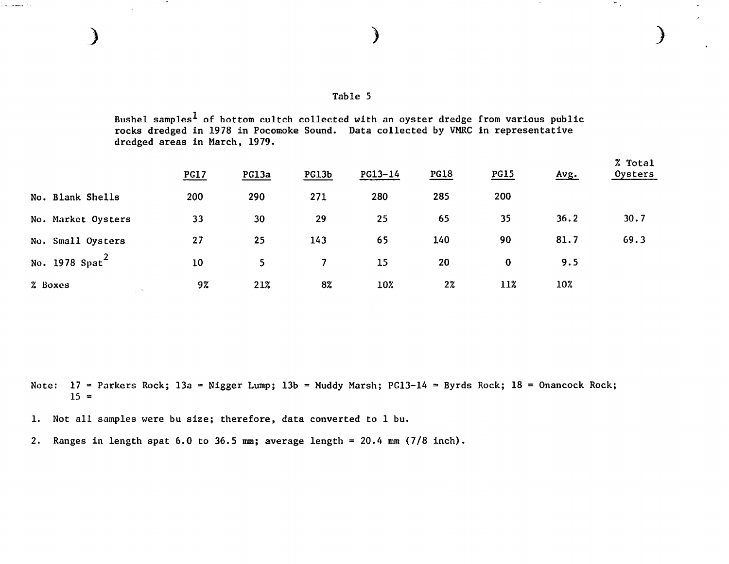Table 5

Bushel samples[1] of bottom cultch collected with an oyster dredge from various public rocks dredged in 1978 in Pocomoke Sound. Data collected by VMRC in representative dredged areas in March, 1979.

| | PG17 | PG13a | PG13b | PG13-14 | PG18 | PG15 | Avg. | % Total Oysters |
|---|---|---|---|---|---|---|---|---|
| No. Blank Shells | 200 | 290 | 271 | 280 | 285 | 200 | | |
| No. Market Oysters | 33 | 30 | 29 | 25 | 65 | 35 | 36.2 | 30.7 |
| No. Small Oysters | 27 | 25 | 143 | 65 | 140 | 90 | 81.7 | 69.3 |
| No. 1978 Spat[2] | 10 | 5 | 7 | 15 | 20 | 0 | 9.5 | |
| % Boxes | 9% | 21% | 8% | 10% | 2% | 11% | 10% | |

Note: 17 = Parkers Rock; 13a = Nigger Lump; 13b = Muddy Marsh; PG13-14 = Byrds Rock; 18 = Onancock Rock; 15 =

1. Not all samples were bu size; therefore, data converted to 1 bu.

2. Ranges in length spat 6.0 to 36.5 mm; average length = 20.4 mm (7/8 inch).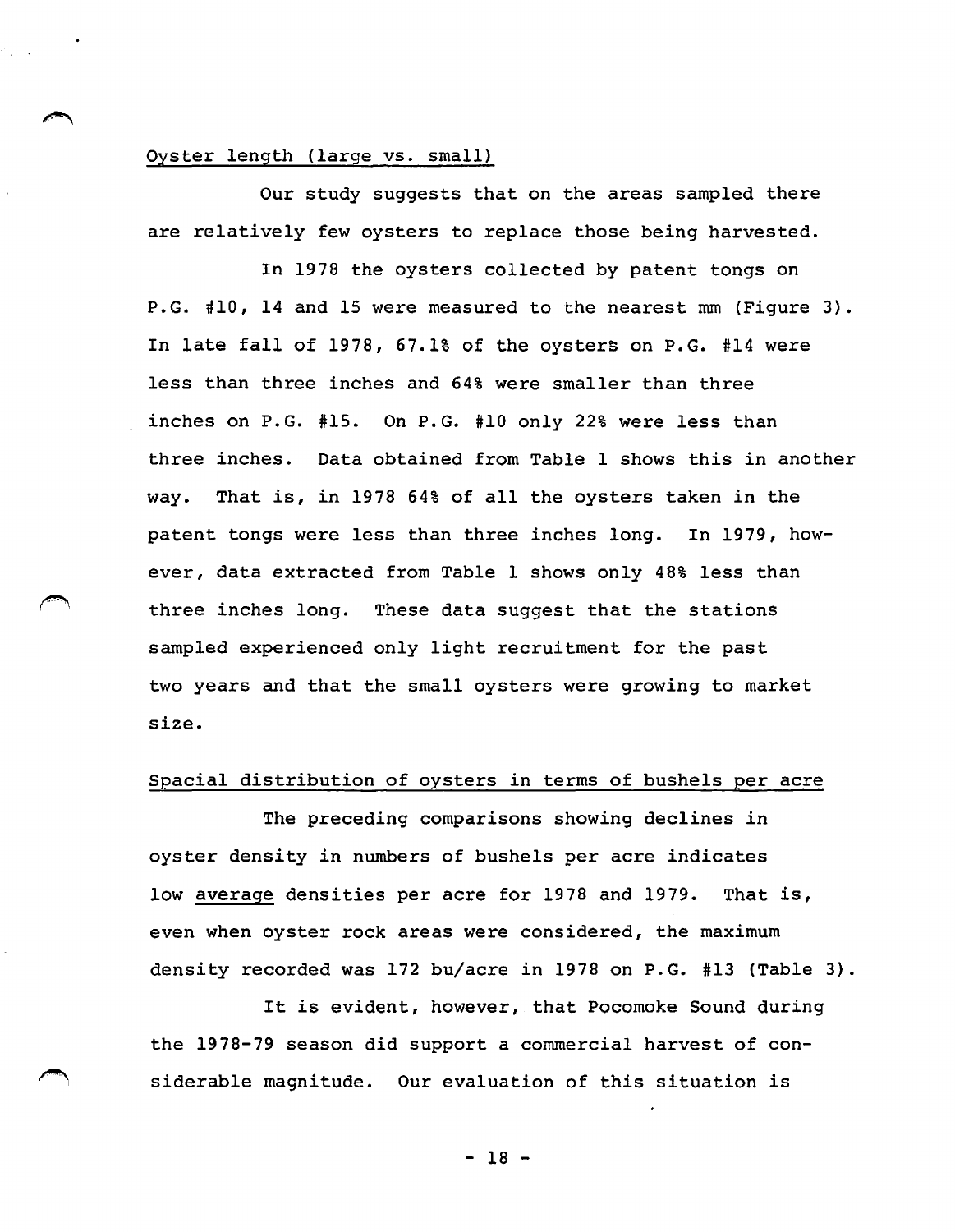Oyster length (large vs. small)

Our study suggests that on the areas sampled there are relatively few oysters to replace those being harvested.

In 1978 the oysters collected by patent tongs on P.G. #10, 14 and 15 were measured to the nearest mm (Figure 3). In late fall of 1978, 67.1% of the oysters on P.G. #14 were less than three inches and 64% were smaller than three inches on P.G. #15. On P.G. #10 only 22% were less than three inches. Data obtained from Table 1 shows this in another way. That is, in 1978 64% of all the oysters taken in the patent tongs were less than three inches long. In 1979, however, data extracted from Table 1 shows only 48% less than three inches long. These data suggest that the stations sampled experienced only light recruitment for the past two years and that the small oysters were growing to market size.

Spacial distribution of oysters in terms of bushels per acre

The preceding comparisons showing declines in oyster density in numbers of bushels per acre indicates low <u>average</u> densities per acre for 1978 and 1979. That is, even when oyster rock areas were considered, the maximum density recorded was 172 bu/acre in 1978 on P.G. #13 (Table 3).

It is evident, however, that Pocomoke Sound during the 1978-79 season did support a commercial harvest of considerable magnitude. Our evaluation of this situation is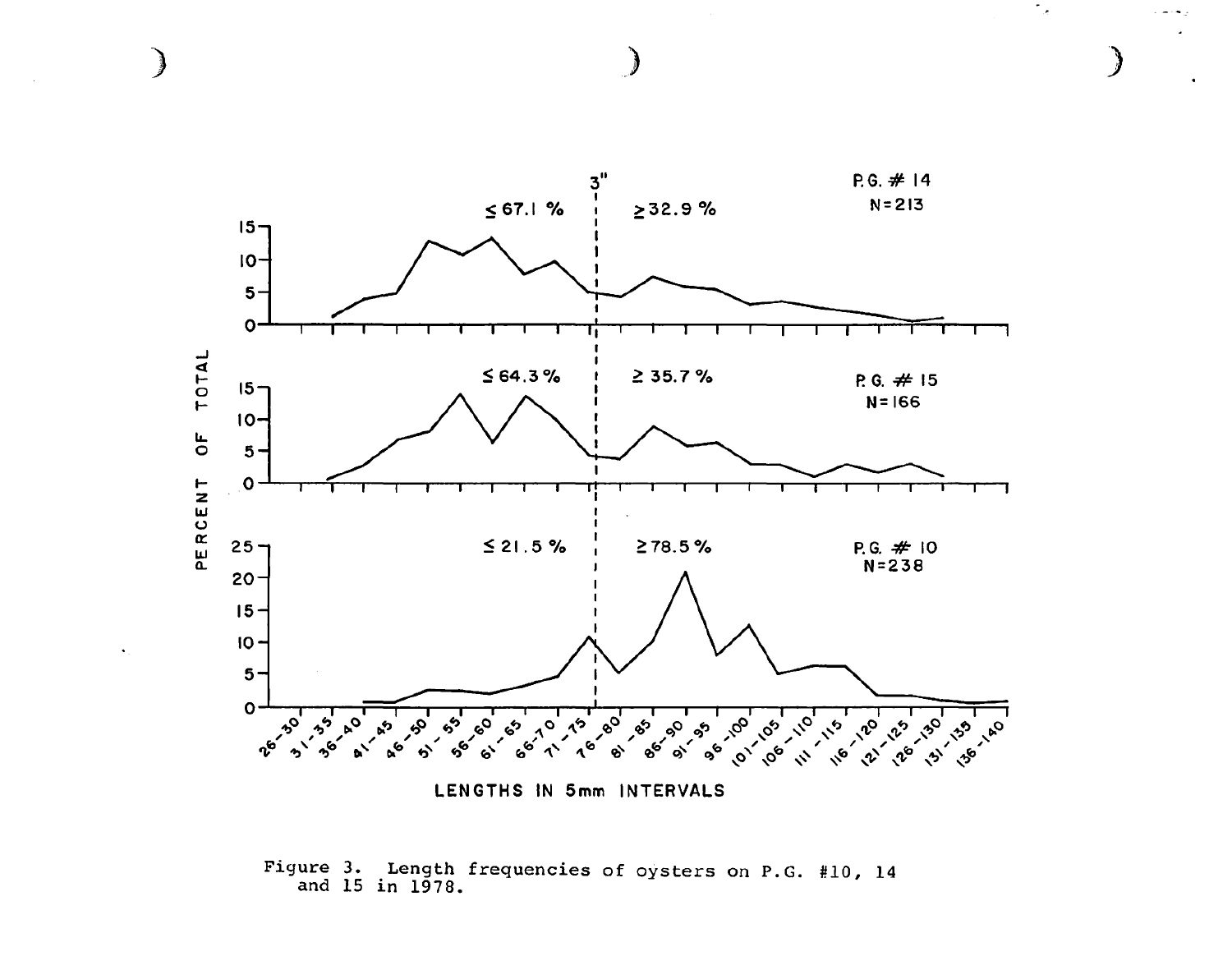Figure 3. Length frequencies of oysters on P.G. #10, 14 and 15 in 1978.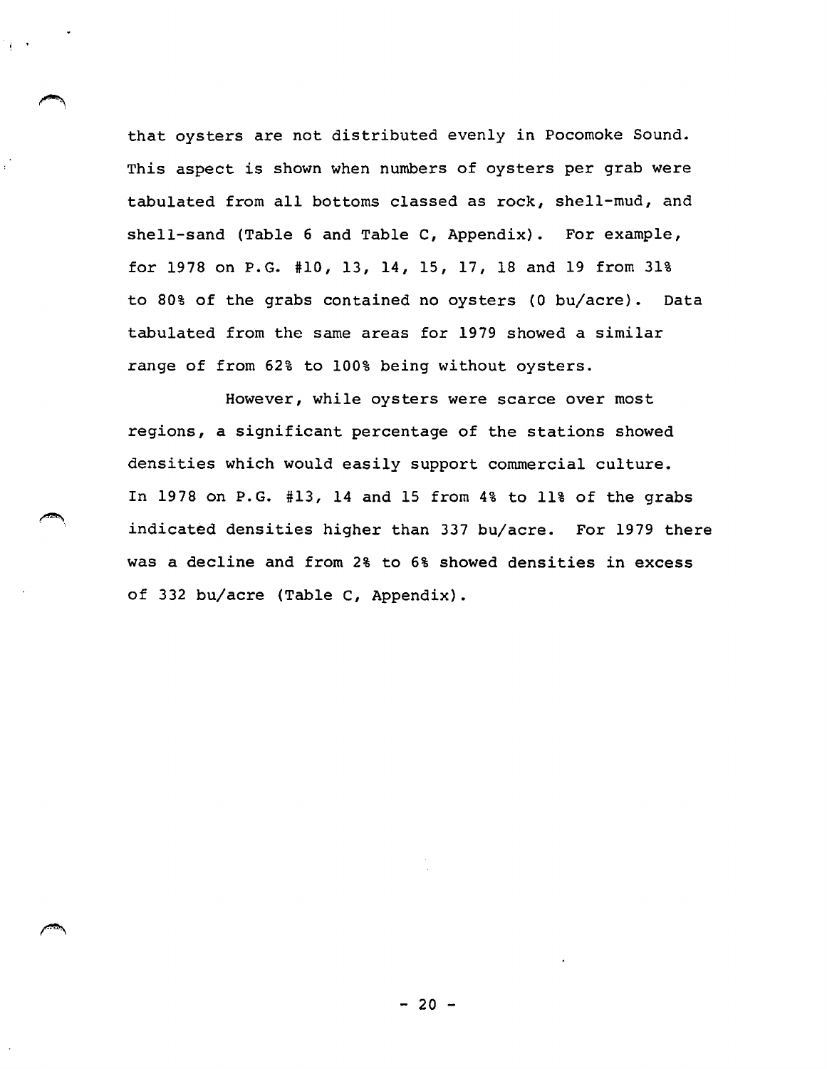that oysters are not distributed evenly in Pocomoke Sound. This aspect is shown when numbers of oysters per grab were tabulated from all bottoms classed as rock, shell-mud, and shell-sand (Table 6 and Table C, Appendix). For example, for 1978 on P.G. #10, 13, 14, 15, 17, 18 and 19 from 31% to 80% of the grabs contained no oysters (0 bu/acre). Data tabulated from the same areas for 1979 showed a similar range of from 62% to 100% being without oysters.

However, while oysters were scarce over most regions, a significant percentage of the stations showed densities which would easily support commercial culture. In 1978 on P.G. #13, 14 and 15 from 4% to 11% of the grabs indicated densities higher than 337 bu/acre. For 1979 there was a decline and from 2% to 6% showed densities in excess of 332 bu/acre (Table C, Appendix).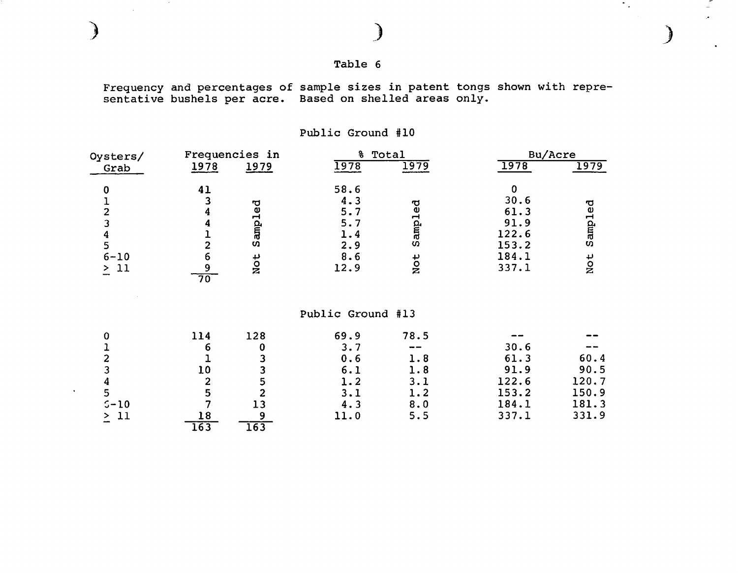Table 6

Frequency and percentages of sample sizes in patent tongs shown with representative bushels per acre. Based on shelled areas only.

Public Ground #10

| Oysters/ Grab | Frequencies in | | % Total | | Bu/Acre | |
|---|---|---|---|---|---|---|
| | 1978 | 1979 | 1978 | 1979 | 1978 | 1979 |
| 0 | 41 | Not Sampled | 58.6 | Not Sampled | 0 | Not Sampled |
| 1 | 3 | | 4.3 | | 30.6 | |
| 2 | 4 | | 5.7 | | 61.3 | |
| 3 | 4 | | 5.7 | | 91.9 | |
| 4 | 1 | | 1.4 | | 122.6 | |
| 5 | 2 | | 2.9 | | 153.2 | |
| 6-10 | 6 | | 8.6 | | 184.1 | |
| ≥ 11 | 9 | | 12.9 | | 337.1 | |
| | 70 | | | | | |

Public Ground #13

| Oysters/ Grab | Frequencies in | | % Total | | Bu/Acre | |
|---|---|---|---|---|---|---|
| | 1978 | 1979 | 1978 | 1979 | 1978 | 1979 |
| 0 | 114 | 128 | 69.9 | 78.5 | -- | -- |
| 1 | 6 | 0 | 3.7 | -- | 30.6 | -- |
| 2 | 1 | 3 | 0.6 | 1.8 | 61.3 | 60.4 |
| 3 | 10 | 3 | 6.1 | 1.8 | 91.9 | 90.5 |
| 4 | 2 | 5 | 1.2 | 3.1 | 122.6 | 120.7 |
| 5 | 5 | 2 | 3.1 | 1.2 | 153.2 | 150.9 |
| 6-10 | 7 | 13 | 4.3 | 8.0 | 184.1 | 181.3 |
| ≥ 11 | 18 | 9 | 11.0 | 5.5 | 337.1 | 331.9 |
| | 163 | 163 | | | | |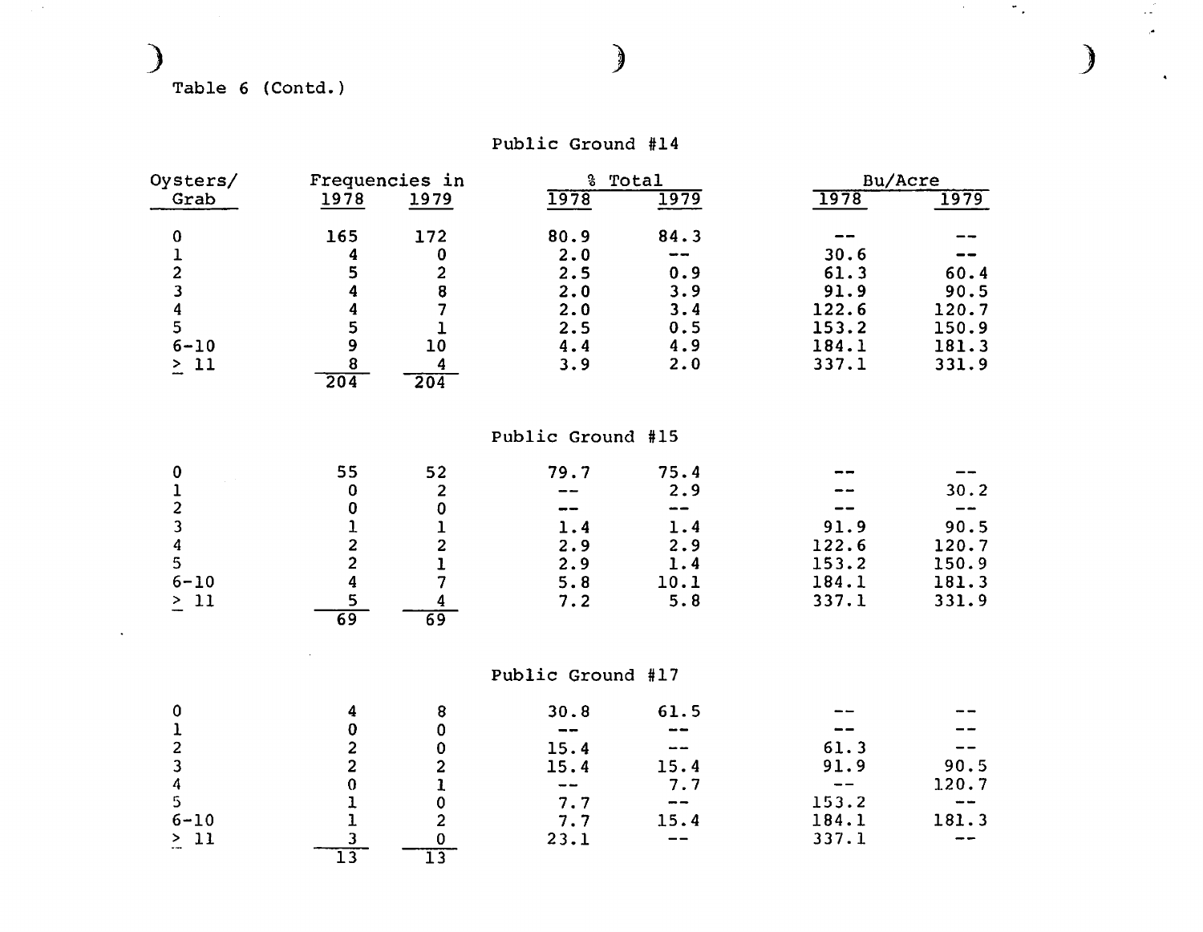Table 6 (Contd.)

### Public Ground #14

| Oysters/Grab | Frequencies in 1978 | Frequencies in 1979 | % Total 1978 | % Total 1979 | Bu/Acre 1978 | Bu/Acre 1979 |
|---|---|---|---|---|---|---|
| 0 | 165 | 172 | 80.9 | 84.3 | -- | -- |
| 1 | 4 | 0 | 2.0 | -- | 30.6 | -- |
| 2 | 5 | 2 | 2.5 | 0.9 | 61.3 | 60.4 |
| 3 | 4 | 8 | 2.0 | 3.9 | 91.9 | 90.5 |
| 4 | 4 | 7 | 2.0 | 3.4 | 122.6 | 120.7 |
| 5 | 5 | 1 | 2.5 | 0.5 | 153.2 | 150.9 |
| 6-10 | 9 | 10 | 4.4 | 4.9 | 184.1 | 181.3 |
| ≥ 11 | 8 | 4 | 3.9 | 2.0 | 337.1 | 331.9 |
| | 204 | 204 | | | | |

### Public Ground #15

| Oysters/Grab | Frequencies in 1978 | Frequencies in 1979 | % Total 1978 | % Total 1979 | Bu/Acre 1978 | Bu/Acre 1979 |
|---|---|---|---|---|---|---|
| 0 | 55 | 52 | 79.7 | 75.4 | -- | -- |
| 1 | 0 | 2 | -- | 2.9 | -- | 30.2 |
| 2 | 0 | 0 | -- | -- | -- | -- |
| 3 | 1 | 1 | 1.4 | 1.4 | 91.9 | 90.5 |
| 4 | 2 | 2 | 2.9 | 2.9 | 122.6 | 120.7 |
| 5 | 2 | 1 | 2.9 | 1.4 | 153.2 | 150.9 |
| 6-10 | 4 | 7 | 5.8 | 10.1 | 184.1 | 181.3 |
| ≥ 11 | 5 | 4 | 7.2 | 5.8 | 337.1 | 331.9 |
| | 69 | 69 | | | | |

### Public Ground #17

| Oysters/Grab | Frequencies in 1978 | Frequencies in 1979 | % Total 1978 | % Total 1979 | Bu/Acre 1978 | Bu/Acre 1979 |
|---|---|---|---|---|---|---|
| 0 | 4 | 8 | 30.8 | 61.5 | -- | -- |
| 1 | 0 | 0 | -- | -- | -- | -- |
| 2 | 2 | 0 | 15.4 | -- | 61.3 | -- |
| 3 | 2 | 2 | 15.4 | 15.4 | 91.9 | 90.5 |
| 4 | 0 | 1 | -- | 7.7 | -- | 120.7 |
| 5 | 1 | 0 | 7.7 | -- | 153.2 | -- |
| 6-10 | 1 | 2 | 7.7 | 15.4 | 184.1 | 181.3 |
| ≥ 11 | 3 | 0 | 23.1 | -- | 337.1 | -- |
| | 13 | 13 | | | | |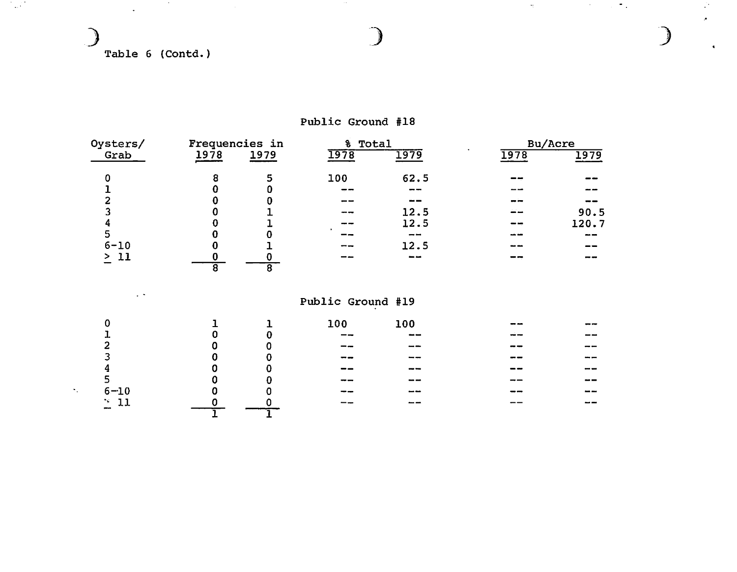Table 6 (Contd.)

## Public Ground #18

| Oysters/ Grab | Frequencies in 1978 | Frequencies in 1979 | % Total 1978 | % Total 1979 | Bu/Acre 1978 | Bu/Acre 1979 |
|---|---|---|---|---|---|---|
| 0 | 8 | 5 | 100 | 62.5 | -- | -- |
| 1 | 0 | 0 | -- | -- | -- | -- |
| 2 | 0 | 0 | -- | -- | -- | -- |
| 3 | 0 | 1 | -- | 12.5 | -- | 90.5 |
| 4 | 0 | 1 | -- | 12.5 | -- | 120.7 |
| 5 | 0 | 0 | -- | -- | -- | -- |
| 6-10 | 0 | 1 | -- | 12.5 | -- | -- |
| ≥ 11 | 0 | 0 | -- | -- | -- | -- |
| | 8 | 8 | | | | |

## Public Ground #19

| Oysters/ Grab | Frequencies in 1978 | Frequencies in 1979 | % Total 1978 | % Total 1979 | Bu/Acre 1978 | Bu/Acre 1979 |
|---|---|---|---|---|---|---|
| 0 | 1 | 1 | 100 | 100 | -- | -- |
| 1 | 0 | 0 | -- | -- | -- | -- |
| 2 | 0 | 0 | -- | -- | -- | -- |
| 3 | 0 | 0 | -- | -- | -- | -- |
| 4 | 0 | 0 | -- | -- | -- | -- |
| 5 | 0 | 0 | -- | -- | -- | -- |
| 6-10 | 0 | 0 | -- | -- | -- | -- |
| ≥ 11 | 0 | 0 | -- | -- | -- | -- |
| | 1 | 1 | | | | |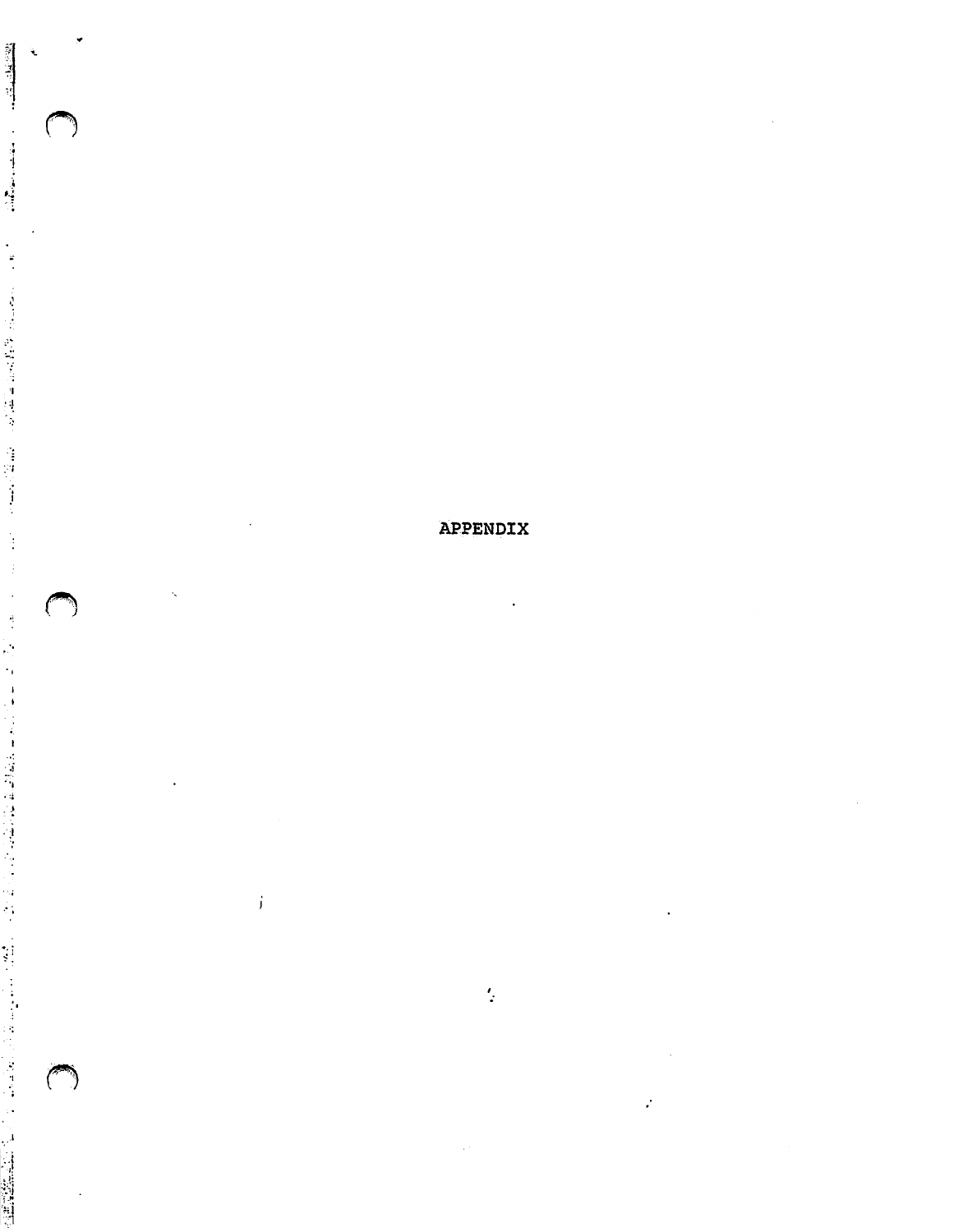# APPENDIX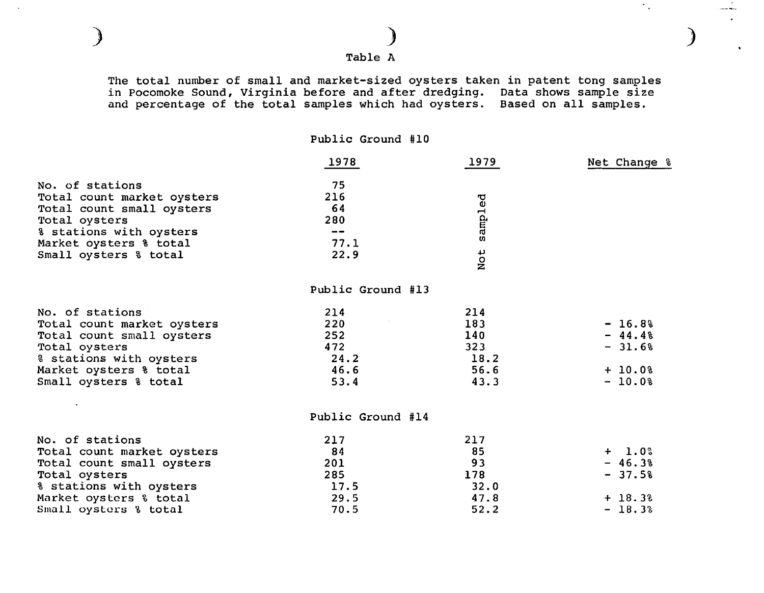Table A

The total number of small and market-sized oysters taken in patent tong samples in Pocomoke Sound, Virginia before and after dredging. Data shows sample size and percentage of the total samples which had oysters. Based on all samples.

Public Ground #10

| | 1978 | 1979 | Net Change % |
|---|---|---|---|
| No. of stations | 75 | Not sampled | |
| Total count market oysters | 216 | | |
| Total count small oysters | 64 | | |
| Total oysters | 280 | | |
| % stations with oysters | -- | | |
| Market oysters % total | 77.1 | | |
| Small oysters % total | 22.9 | | |

Public Ground #13

| | 1978 | 1979 | Net Change % |
|---|---|---|---|
| No. of stations | 214 | 214 | |
| Total count market oysters | 220 | 183 | - 16.8% |
| Total count small oysters | 252 | 140 | - 44.4% |
| Total oysters | 472 | 323 | - 31.6% |
| % stations with oysters | 24.2 | 18.2 | |
| Market oysters % total | 46.6 | 56.6 | + 10.0% |
| Small oysters % total | 53.4 | 43.3 | - 10.0% |

Public Ground #14

| | 1978 | 1979 | Net Change % |
|---|---|---|---|
| No. of stations | 217 | 217 | |
| Total count market oysters | 84 | 85 | + 1.0% |
| Total count small oysters | 201 | 93 | - 46.3% |
| Total oysters | 285 | 178 | - 37.5% |
| % stations with oysters | 17.5 | 32.0 | |
| Market oysters % total | 29.5 | 47.8 | + 18.3% |
| Small oysters % total | 70.5 | 52.2 | - 18.3% |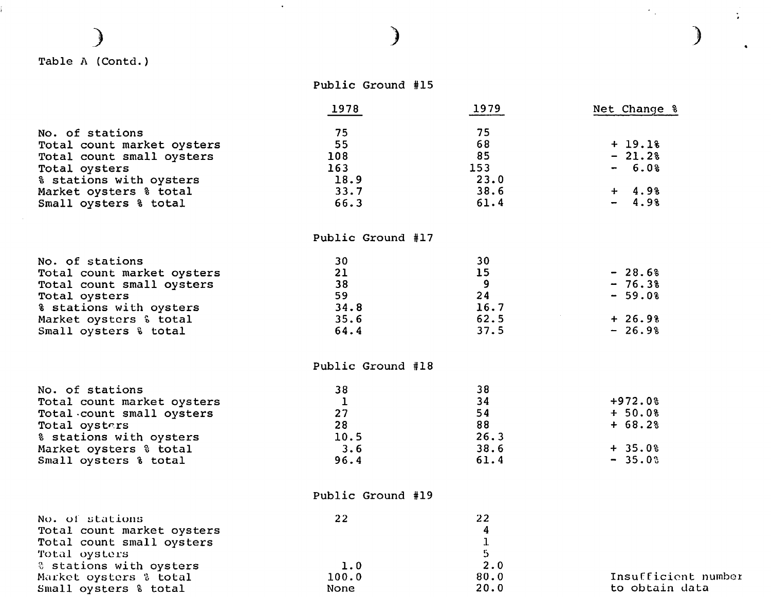Table A (Contd.)

### Public Ground #15

| | 1978 | 1979 | Net Change % |
|---|---|---|---|
| No. of stations | 75 | 75 | |
| Total count market oysters | 55 | 68 | + 19.1% |
| Total count small oysters | 108 | 85 | - 21.2% |
| Total oysters | 163 | 153 | - 6.0% |
| % stations with oysters | 18.9 | 23.0 | |
| Market oysters % total | 33.7 | 38.6 | + 4.9% |
| Small oysters % total | 66.3 | 61.4 | - 4.9% |

### Public Ground #17

| | 1978 | 1979 | Net Change % |
|---|---|---|---|
| No. of stations | 30 | 30 | |
| Total count market oysters | 21 | 15 | - 28.6% |
| Total count small oysters | 38 | 9 | - 76.3% |
| Total oysters | 59 | 24 | - 59.0% |
| % stations with oysters | 34.8 | 16.7 | |
| Market oysters % total | 35.6 | 62.5 | + 26.9% |
| Small oysters % total | 64.4 | 37.5 | - 26.9% |

### Public Ground #18

| | 1978 | 1979 | Net Change % |
|---|---|---|---|
| No. of stations | 38 | 38 | |
| Total count market oysters | 1 | 34 | +972.0% |
| Total count small oysters | 27 | 54 | + 50.0% |
| Total oysters | 28 | 88 | + 68.2% |
| % stations with oysters | 10.5 | 26.3 | |
| Market oysters % total | 3.6 | 38.6 | + 35.0% |
| Small oysters % total | 96.4 | 61.4 | - 35.0% |

### Public Ground #19

| | 1978 | 1979 | Net Change % |
|---|---|---|---|
| No. of stations | 22 | 22 | |
| Total count market oysters | | 4 | |
| Total count small oysters | | 1 | |
| Total oysters | | 5 | |
| % stations with oysters | 1.0 | 2.0 | |
| Market oysters % total | 100.0 | 80.0 | Insufficient number |
| Small oysters % total | None | 20.0 | to obtain data |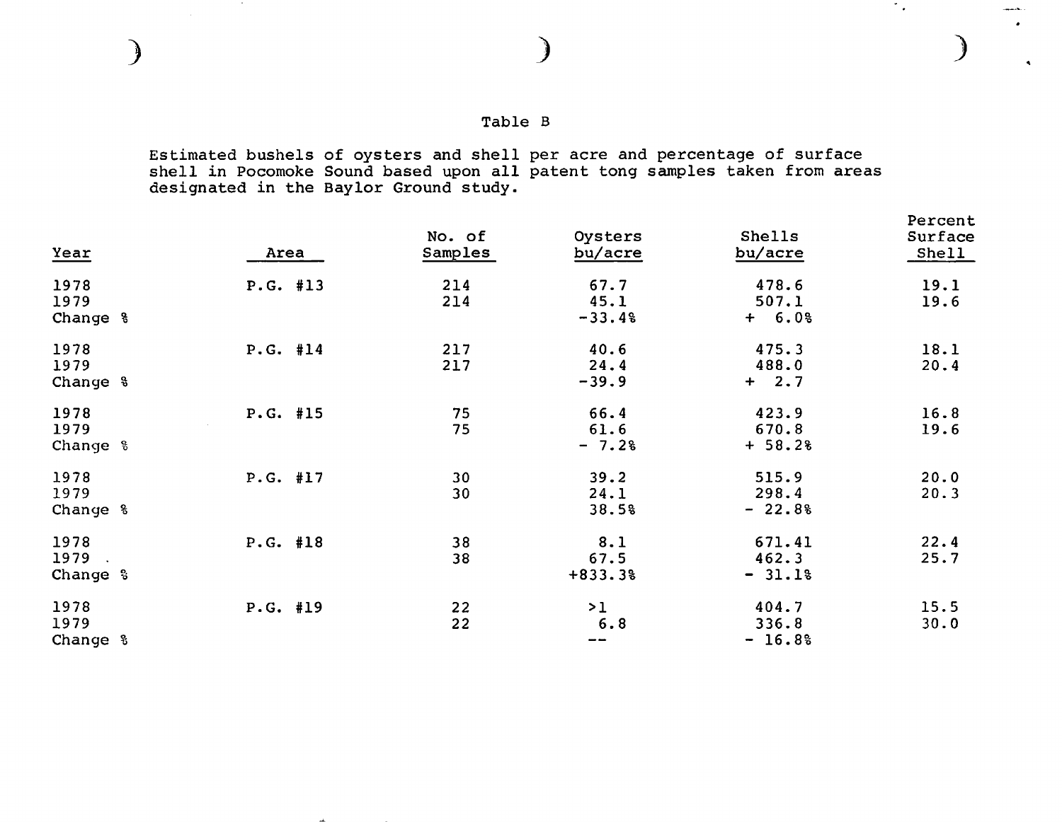Table B

Estimated bushels of oysters and shell per acre and percentage of surface shell in Pocomoke Sound based upon all patent tong samples taken from areas designated in the Baylor Ground study.

| Year | Area | No. of Samples | Oysters bu/acre | Shells bu/acre | Percent Surface Shell |
|---|---|---|---|---|---|
| 1978 | P.G. #13 | 214 | 67.7 | 478.6 | 19.1 |
| 1979 | | 214 | 45.1 | 507.1 | 19.6 |
| Change % | | | -33.4% | + 6.0% | |
| 1978 | P.G. #14 | 217 | 40.6 | 475.3 | 18.1 |
| 1979 | | 217 | 24.4 | 488.0 | 20.4 |
| Change % | | | -39.9 | + 2.7 | |
| 1978 | P.G. #15 | 75 | 66.4 | 423.9 | 16.8 |
| 1979 | | 75 | 61.6 | 670.8 | 19.6 |
| Change % | | | - 7.2% | + 58.2% | |
| 1978 | P.G. #17 | 30 | 39.2 | 515.9 | 20.0 |
| 1979 | | 30 | 24.1 | 298.4 | 20.3 |
| Change % | | | 38.5% | - 22.8% | |
| 1978 | P.G. #18 | 38 | 8.1 | 671.41 | 22.4 |
| 1979 | | 38 | 67.5 | 462.3 | 25.7 |
| Change % | | | +833.3% | - 31.1% | |
| 1978 | P.G. #19 | 22 | >1 | 404.7 | 15.5 |
| 1979 | | 22 | 6.8 | 336.8 | 30.0 |
| Change % | | | -- | - 16.8% | |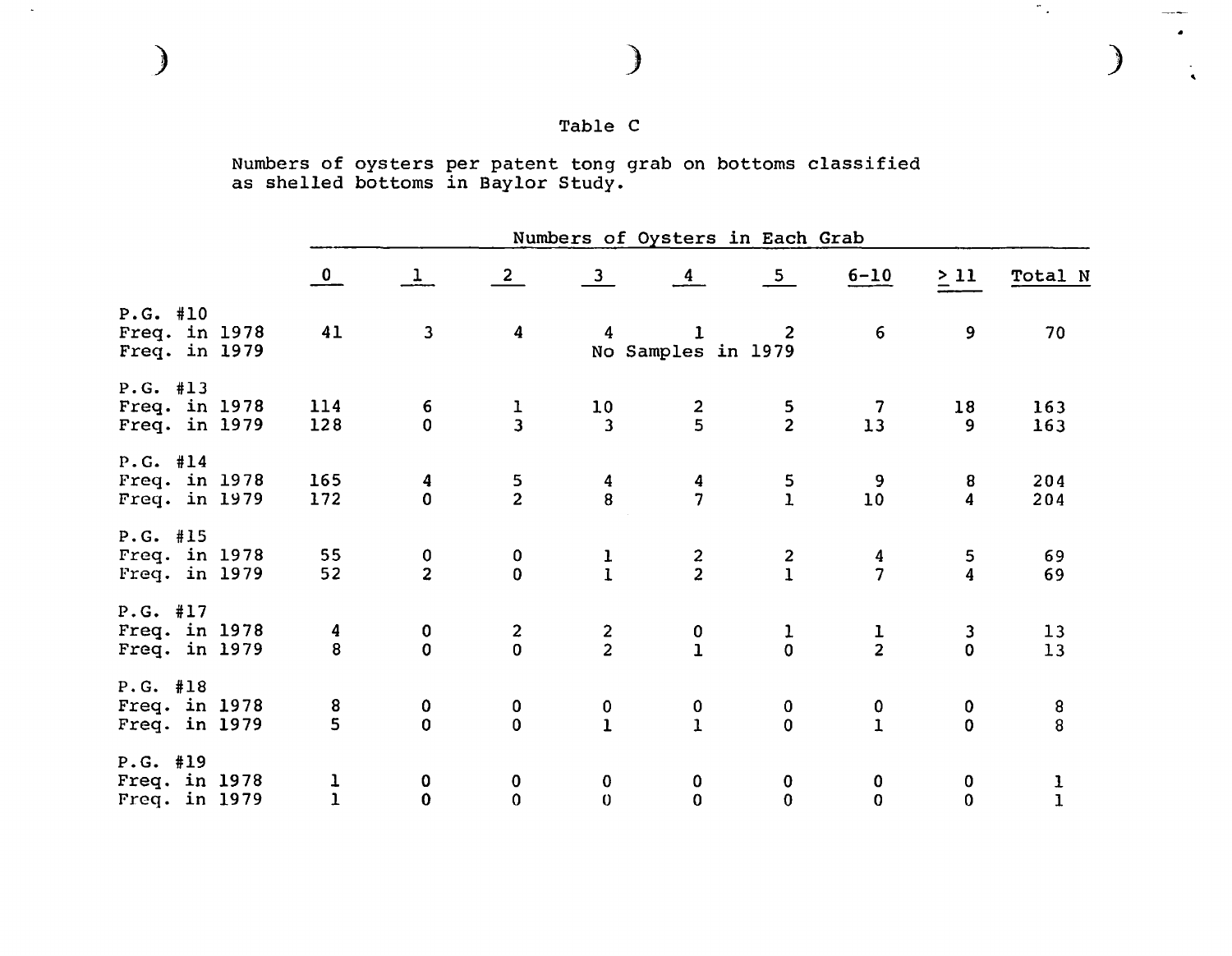Table C

Numbers of oysters per patent tong grab on bottoms classified as shelled bottoms in Baylor Study.

| | Numbers of Oysters in Each Grab | | | | | | | | |
|---|---|---|---|---|---|---|---|---|---|
| | 0 | 1 | 2 | 3 | 4 | 5 | 6-10 | ≥ 11 | Total N |
| P.G. #10 | | | | | | | | | |
| Freq. in 1978 | 41 | 3 | 4 | 4 | 1 | 2 | 6 | 9 | 70 |
| Freq. in 1979 | No Samples in 1979 | | | | | | | | |
| P.G. #13 | | | | | | | | | |
| Freq. in 1978 | 114 | 6 | 1 | 10 | 2 | 5 | 7 | 18 | 163 |
| Freq. in 1979 | 128 | 0 | 3 | 3 | 5 | 2 | 13 | 9 | 163 |
| P.G. #14 | | | | | | | | | |
| Freq. in 1978 | 165 | 4 | 5 | 4 | 4 | 5 | 9 | 8 | 204 |
| Freq. in 1979 | 172 | 0 | 2 | 8 | 7 | 1 | 10 | 4 | 204 |
| P.G. #15 | | | | | | | | | |
| Freq. in 1978 | 55 | 0 | 0 | 1 | 2 | 2 | 4 | 5 | 69 |
| Freq. in 1979 | 52 | 2 | 0 | 1 | 2 | 1 | 7 | 4 | 69 |
| P.G. #17 | | | | | | | | | |
| Freq. in 1978 | 4 | 0 | 2 | 2 | 0 | 1 | 1 | 3 | 13 |
| Freq. in 1979 | 8 | 0 | 0 | 2 | 1 | 0 | 2 | 0 | 13 |
| P.G. #18 | | | | | | | | | |
| Freq. in 1978 | 8 | 0 | 0 | 0 | 0 | 0 | 0 | 0 | 8 |
| Freq. in 1979 | 5 | 0 | 0 | 1 | 1 | 0 | 1 | 0 | 8 |
| P.G. #19 | | | | | | | | | |
| Freq. in 1978 | 1 | 0 | 0 | 0 | 0 | 0 | 0 | 0 | 1 |
| Freq. in 1979 | 1 | 0 | 0 | 0 | 0 | 0 | 0 | 0 | 1 |